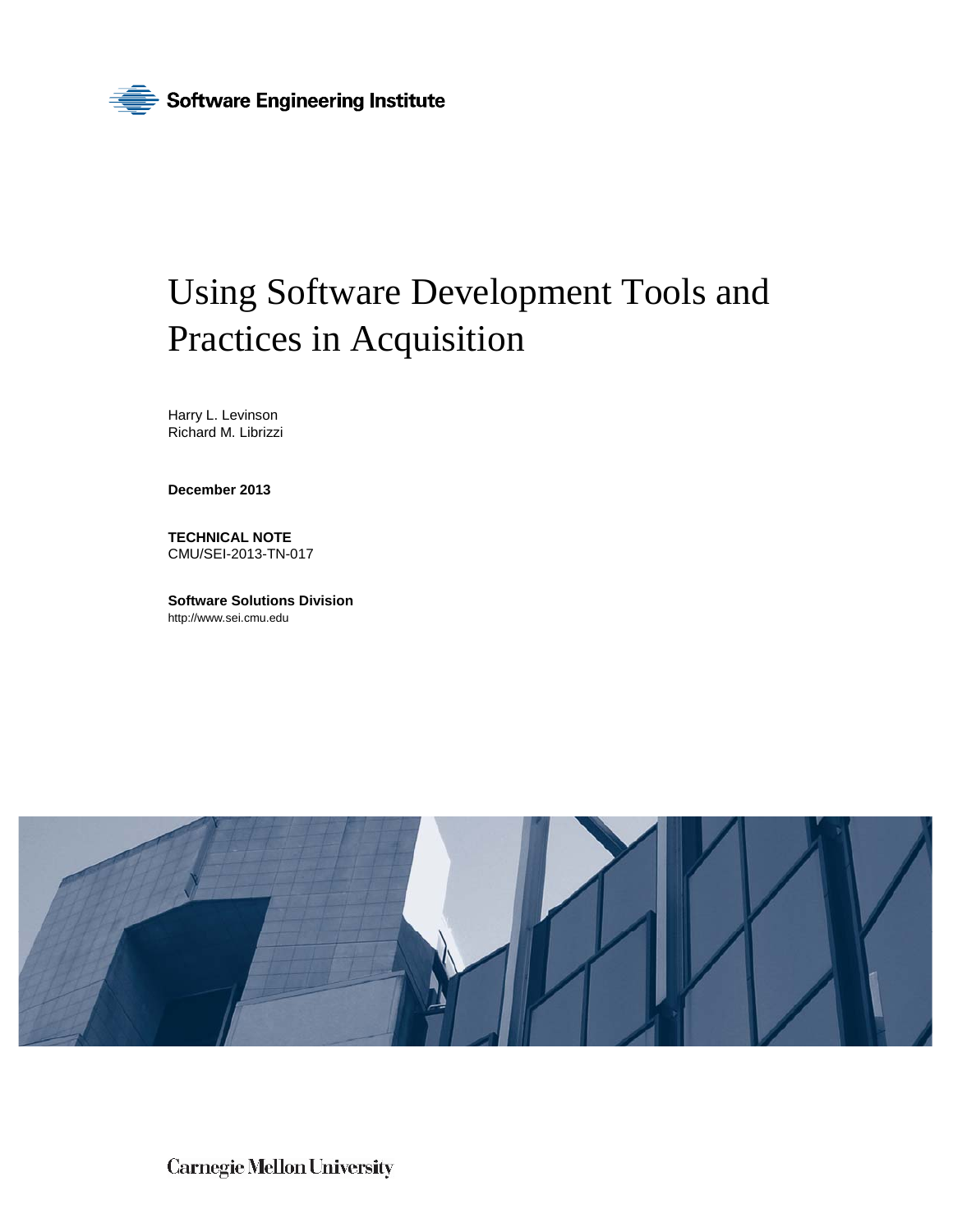Software Engineering Institute

# Using Software Development Tools and Practices in Acquisition

Harry L. Levinson
Richard M. Librizzi

**December 2013**

**TECHNICAL NOTE**
CMU/SEI-2013-TN-017

**Software Solutions Division**
http://www.sei.cmu.edu

Carnegie Mellon University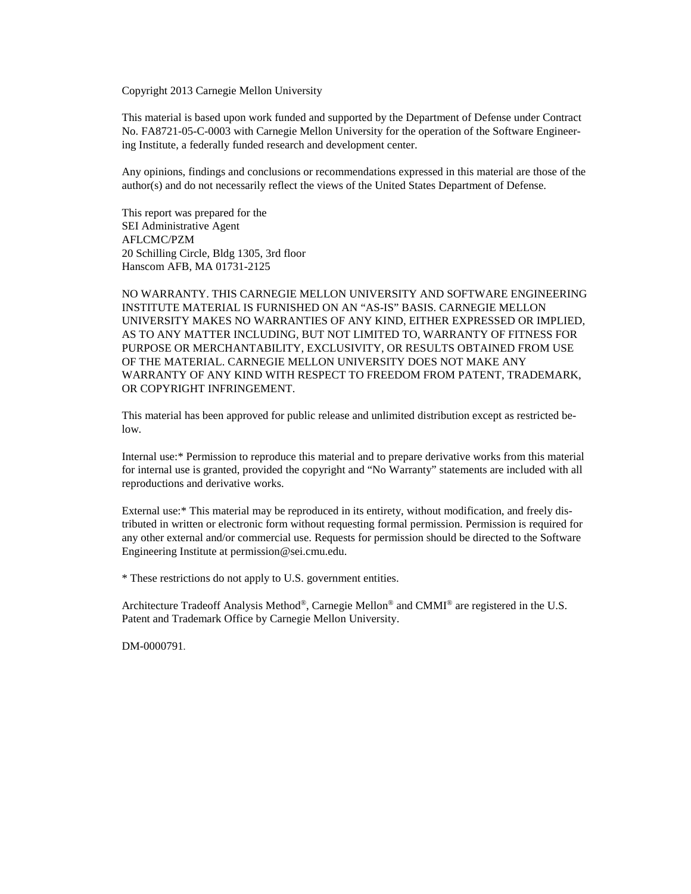Copyright 2013 Carnegie Mellon University

This material is based upon work funded and supported by the Department of Defense under Contract No. FA8721-05-C-0003 with Carnegie Mellon University for the operation of the Software Engineering Institute, a federally funded research and development center.

Any opinions, findings and conclusions or recommendations expressed in this material are those of the author(s) and do not necessarily reflect the views of the United States Department of Defense.

This report was prepared for the
SEI Administrative Agent
AFLCMC/PZM
20 Schilling Circle, Bldg 1305, 3rd floor
Hanscom AFB, MA 01731-2125

NO WARRANTY. THIS CARNEGIE MELLON UNIVERSITY AND SOFTWARE ENGINEERING INSTITUTE MATERIAL IS FURNISHED ON AN “AS-IS” BASIS. CARNEGIE MELLON UNIVERSITY MAKES NO WARRANTIES OF ANY KIND, EITHER EXPRESSED OR IMPLIED, AS TO ANY MATTER INCLUDING, BUT NOT LIMITED TO, WARRANTY OF FITNESS FOR PURPOSE OR MERCHANTABILITY, EXCLUSIVITY, OR RESULTS OBTAINED FROM USE OF THE MATERIAL. CARNEGIE MELLON UNIVERSITY DOES NOT MAKE ANY WARRANTY OF ANY KIND WITH RESPECT TO FREEDOM FROM PATENT, TRADEMARK, OR COPYRIGHT INFRINGEMENT.

This material has been approved for public release and unlimited distribution except as restricted below.

Internal use:* Permission to reproduce this material and to prepare derivative works from this material for internal use is granted, provided the copyright and “No Warranty” statements are included with all reproductions and derivative works.

External use:* This material may be reproduced in its entirety, without modification, and freely distributed in written or electronic form without requesting formal permission. Permission is required for any other external and/or commercial use. Requests for permission should be directed to the Software Engineering Institute at permission@sei.cmu.edu.

* These restrictions do not apply to U.S. government entities.

Architecture Tradeoff Analysis Method®, Carnegie Mellon® and CMMI® are registered in the U.S. Patent and Trademark Office by Carnegie Mellon University.

DM-0000791.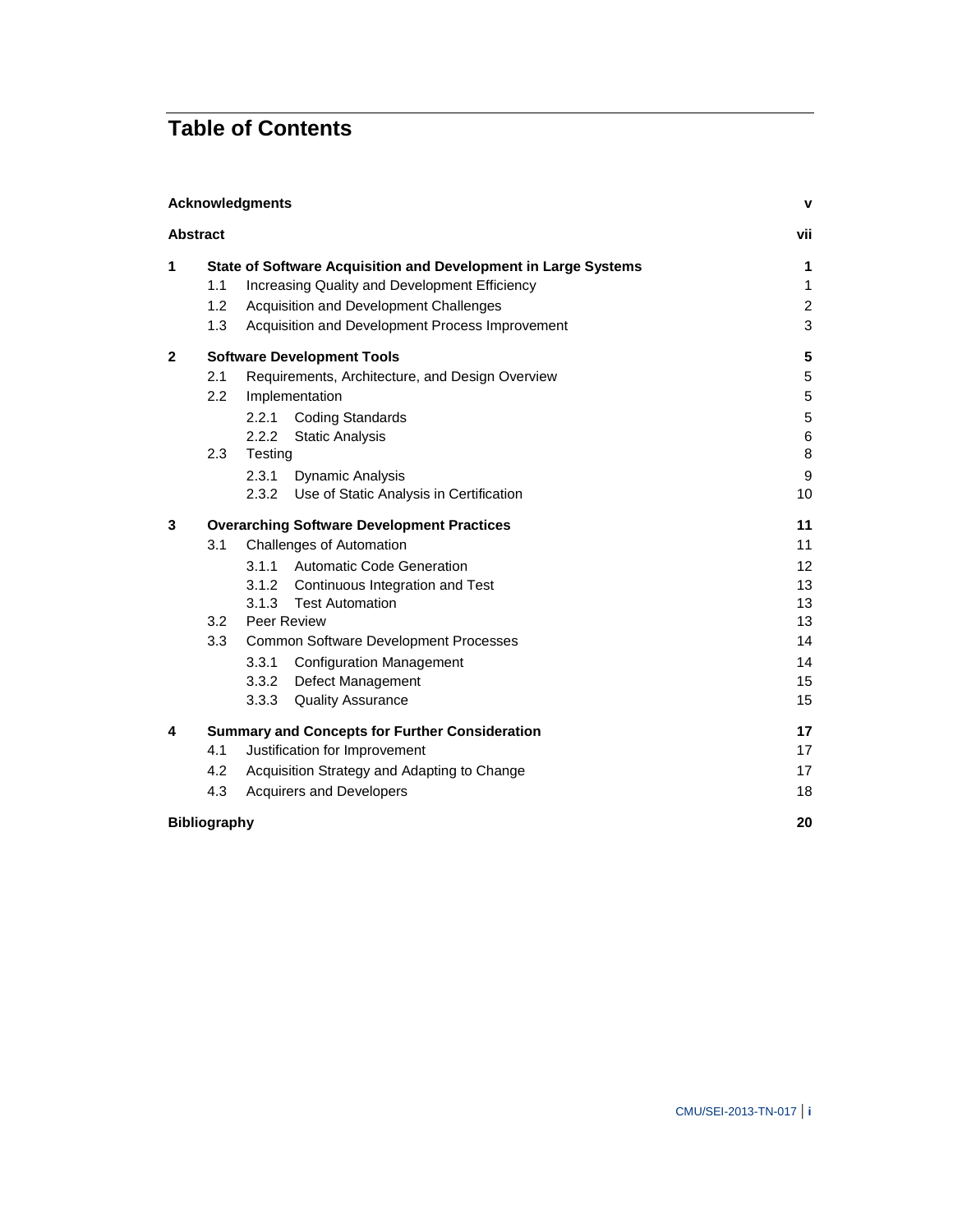# Table of Contents

| | | |
|---|---|---|
| **Acknowledgments** | | **v** |
| **Abstract** | | **vii** |
| **1** | **State of Software Acquisition and Development in Large Systems** | **1** |
| | 1.1 Increasing Quality and Development Efficiency | 1 |
| | 1.2 Acquisition and Development Challenges | 2 |
| | 1.3 Acquisition and Development Process Improvement | 3 |
| **2** | **Software Development Tools** | **5** |
| | 2.1 Requirements, Architecture, and Design Overview | 5 |
| | 2.2 Implementation | 5 |
| | 2.2.1 Coding Standards | 5 |
| | 2.2.2 Static Analysis | 6 |
| | 2.3 Testing | 8 |
| | 2.3.1 Dynamic Analysis | 9 |
| | 2.3.2 Use of Static Analysis in Certification | 10 |
| **3** | **Overarching Software Development Practices** | **11** |
| | 3.1 Challenges of Automation | 11 |
| | 3.1.1 Automatic Code Generation | 12 |
| | 3.1.2 Continuous Integration and Test | 13 |
| | 3.1.3 Test Automation | 13 |
| | 3.2 Peer Review | 13 |
| | 3.3 Common Software Development Processes | 14 |
| | 3.3.1 Configuration Management | 14 |
| | 3.3.2 Defect Management | 15 |
| | 3.3.3 Quality Assurance | 15 |
| **4** | **Summary and Concepts for Further Consideration** | **17** |
| | 4.1 Justification for Improvement | 17 |
| | 4.2 Acquisition Strategy and Adapting to Change | 17 |
| | 4.3 Acquirers and Developers | 18 |
| **Bibliography** | | **20** |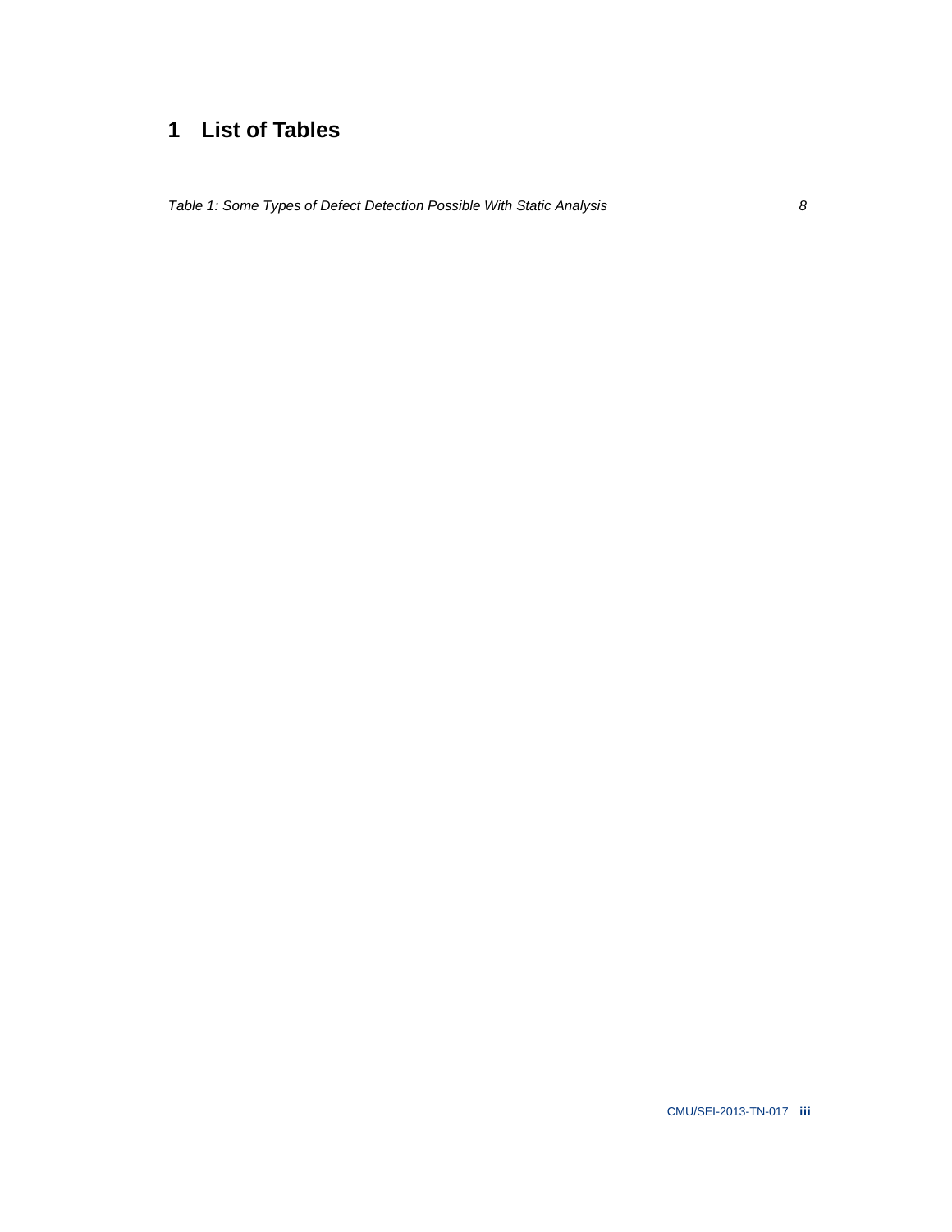# 1 List of Tables

*Table 1: Some Types of Defect Detection Possible With Static Analysis* 8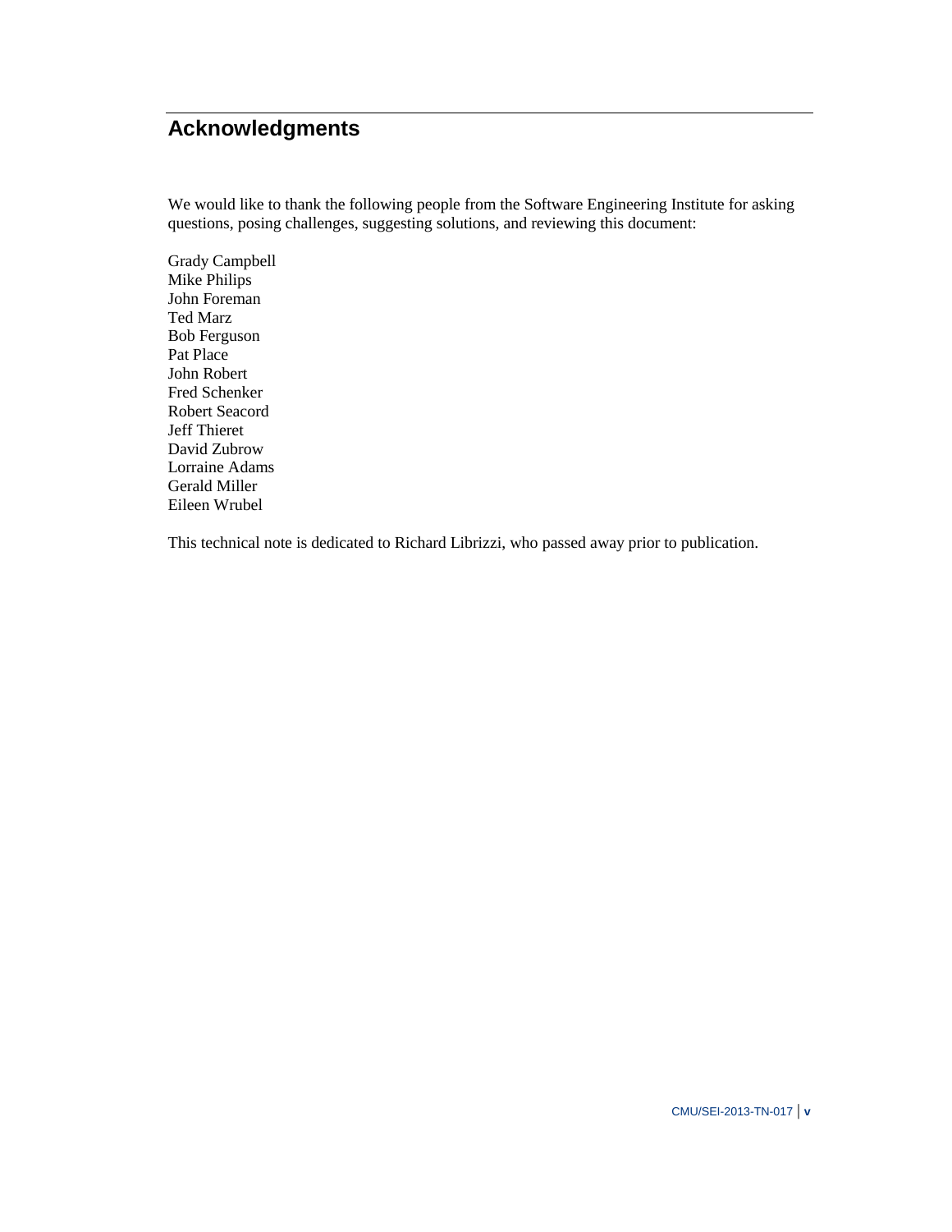# Acknowledgments

We would like to thank the following people from the Software Engineering Institute for asking questions, posing challenges, suggesting solutions, and reviewing this document:

Grady Campbell
Mike Philips
John Foreman
Ted Marz
Bob Ferguson
Pat Place
John Robert
Fred Schenker
Robert Seacord
Jeff Thieret
David Zubrow
Lorraine Adams
Gerald Miller
Eileen Wrubel

This technical note is dedicated to Richard Librizzi, who passed away prior to publication.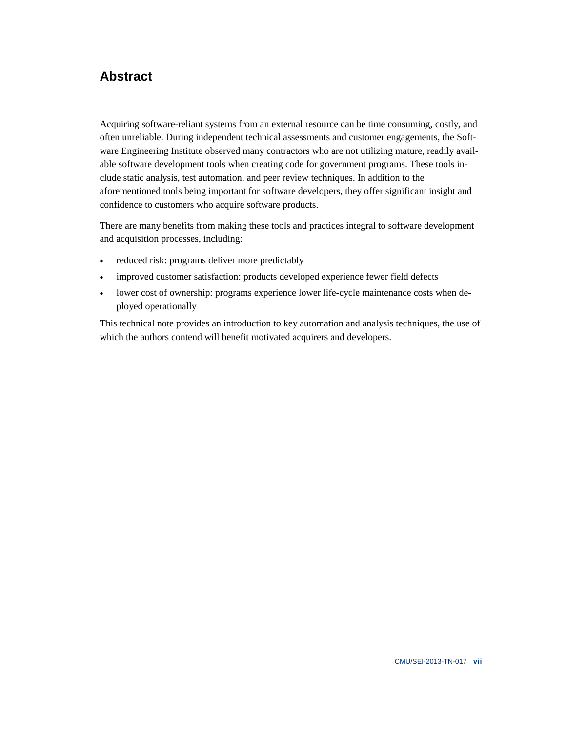# Abstract

Acquiring software-reliant systems from an external resource can be time consuming, costly, and often unreliable. During independent technical assessments and customer engagements, the Software Engineering Institute observed many contractors who are not utilizing mature, readily available software development tools when creating code for government programs. These tools include static analysis, test automation, and peer review techniques. In addition to the aforementioned tools being important for software developers, they offer significant insight and confidence to customers who acquire software products.

There are many benefits from making these tools and practices integral to software development and acquisition processes, including:

- reduced risk: programs deliver more predictably
- improved customer satisfaction: products developed experience fewer field defects
- lower cost of ownership: programs experience lower life-cycle maintenance costs when deployed operationally

This technical note provides an introduction to key automation and analysis techniques, the use of which the authors contend will benefit motivated acquirers and developers.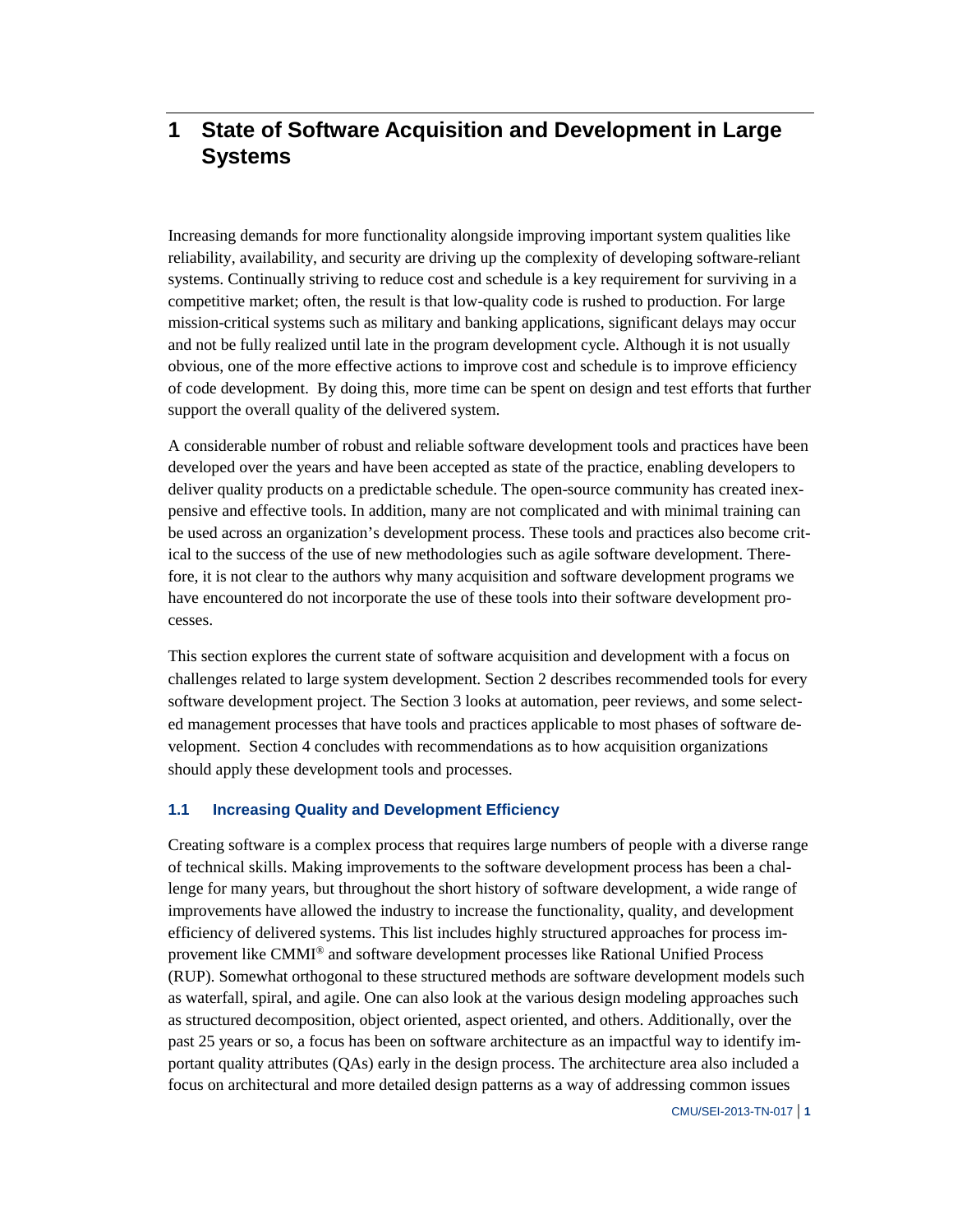# 1 State of Software Acquisition and Development in Large Systems

Increasing demands for more functionality alongside improving important system qualities like reliability, availability, and security are driving up the complexity of developing software-reliant systems. Continually striving to reduce cost and schedule is a key requirement for surviving in a competitive market; often, the result is that low-quality code is rushed to production. For large mission-critical systems such as military and banking applications, significant delays may occur and not be fully realized until late in the program development cycle. Although it is not usually obvious, one of the more effective actions to improve cost and schedule is to improve efficiency of code development. By doing this, more time can be spent on design and test efforts that further support the overall quality of the delivered system.

A considerable number of robust and reliable software development tools and practices have been developed over the years and have been accepted as state of the practice, enabling developers to deliver quality products on a predictable schedule. The open-source community has created inexpensive and effective tools. In addition, many are not complicated and with minimal training can be used across an organization's development process. These tools and practices also become critical to the success of the use of new methodologies such as agile software development. Therefore, it is not clear to the authors why many acquisition and software development programs we have encountered do not incorporate the use of these tools into their software development processes.

This section explores the current state of software acquisition and development with a focus on challenges related to large system development. Section 2 describes recommended tools for every software development project. The Section 3 looks at automation, peer reviews, and some selected management processes that have tools and practices applicable to most phases of software development. Section 4 concludes with recommendations as to how acquisition organizations should apply these development tools and processes.

## 1.1 Increasing Quality and Development Efficiency

Creating software is a complex process that requires large numbers of people with a diverse range of technical skills. Making improvements to the software development process has been a challenge for many years, but throughout the short history of software development, a wide range of improvements have allowed the industry to increase the functionality, quality, and development efficiency of delivered systems. This list includes highly structured approaches for process improvement like CMMI® and software development processes like Rational Unified Process (RUP). Somewhat orthogonal to these structured methods are software development models such as waterfall, spiral, and agile. One can also look at the various design modeling approaches such as structured decomposition, object oriented, aspect oriented, and others. Additionally, over the past 25 years or so, a focus has been on software architecture as an impactful way to identify important quality attributes (QAs) early in the design process. The architecture area also included a focus on architectural and more detailed design patterns as a way of addressing common issues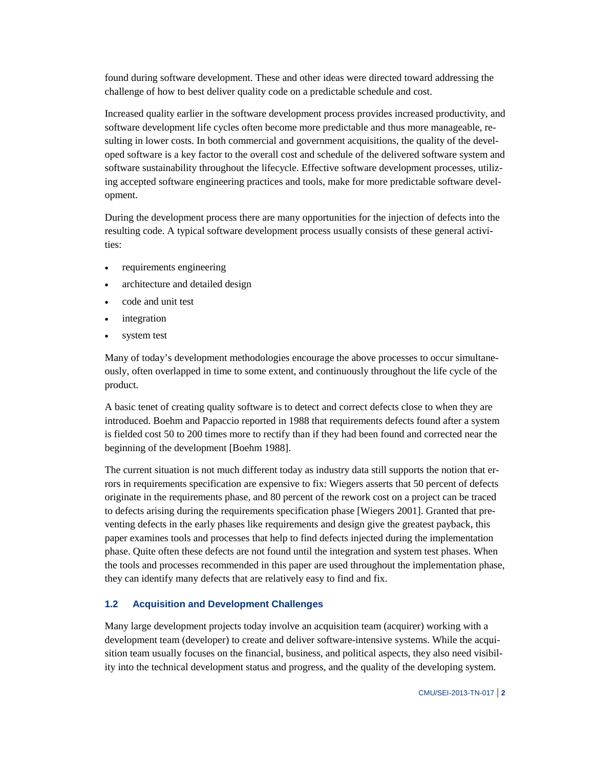found during software development. These and other ideas were directed toward addressing the challenge of how to best deliver quality code on a predictable schedule and cost.

Increased quality earlier in the software development process provides increased productivity, and software development life cycles often become more predictable and thus more manageable, resulting in lower costs. In both commercial and government acquisitions, the quality of the developed software is a key factor to the overall cost and schedule of the delivered software system and software sustainability throughout the lifecycle. Effective software development processes, utilizing accepted software engineering practices and tools, make for more predictable software development.

During the development process there are many opportunities for the injection of defects into the resulting code. A typical software development process usually consists of these general activities:

- requirements engineering
- architecture and detailed design
- code and unit test
- integration
- system test

Many of today's development methodologies encourage the above processes to occur simultaneously, often overlapped in time to some extent, and continuously throughout the life cycle of the product.

A basic tenet of creating quality software is to detect and correct defects close to when they are introduced. Boehm and Papaccio reported in 1988 that requirements defects found after a system is fielded cost 50 to 200 times more to rectify than if they had been found and corrected near the beginning of the development [Boehm 1988].

The current situation is not much different today as industry data still supports the notion that errors in requirements specification are expensive to fix: Wiegers asserts that 50 percent of defects originate in the requirements phase, and 80 percent of the rework cost on a project can be traced to defects arising during the requirements specification phase [Wiegers 2001]. Granted that preventing defects in the early phases like requirements and design give the greatest payback, this paper examines tools and processes that help to find defects injected during the implementation phase. Quite often these defects are not found until the integration and system test phases. When the tools and processes recommended in this paper are used throughout the implementation phase, they can identify many defects that are relatively easy to find and fix.

### 1.2 Acquisition and Development Challenges

Many large development projects today involve an acquisition team (acquirer) working with a development team (developer) to create and deliver software-intensive systems. While the acquisition team usually focuses on the financial, business, and political aspects, they also need visibility into the technical development status and progress, and the quality of the developing system.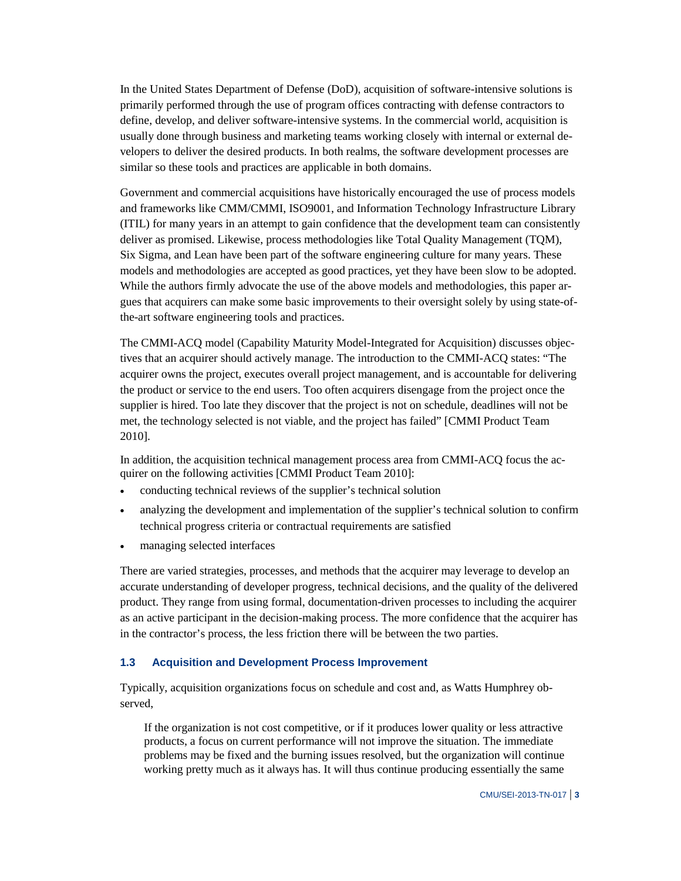In the United States Department of Defense (DoD), acquisition of software-intensive solutions is primarily performed through the use of program offices contracting with defense contractors to define, develop, and deliver software-intensive systems. In the commercial world, acquisition is usually done through business and marketing teams working closely with internal or external developers to deliver the desired products. In both realms, the software development processes are similar so these tools and practices are applicable in both domains.

Government and commercial acquisitions have historically encouraged the use of process models and frameworks like CMM/CMMI, ISO9001, and Information Technology Infrastructure Library (ITIL) for many years in an attempt to gain confidence that the development team can consistently deliver as promised. Likewise, process methodologies like Total Quality Management (TQM), Six Sigma, and Lean have been part of the software engineering culture for many years. These models and methodologies are accepted as good practices, yet they have been slow to be adopted. While the authors firmly advocate the use of the above models and methodologies, this paper argues that acquirers can make some basic improvements to their oversight solely by using state-of-the-art software engineering tools and practices.

The CMMI-ACQ model (Capability Maturity Model-Integrated for Acquisition) discusses objectives that an acquirer should actively manage. The introduction to the CMMI-ACQ states: "The acquirer owns the project, executes overall project management, and is accountable for delivering the product or service to the end users. Too often acquirers disengage from the project once the supplier is hired. Too late they discover that the project is not on schedule, deadlines will not be met, the technology selected is not viable, and the project has failed" [CMMI Product Team 2010].

In addition, the acquisition technical management process area from CMMI-ACQ focus the acquirer on the following activities [CMMI Product Team 2010]:

- conducting technical reviews of the supplier's technical solution
- analyzing the development and implementation of the supplier's technical solution to confirm technical progress criteria or contractual requirements are satisfied
- managing selected interfaces

There are varied strategies, processes, and methods that the acquirer may leverage to develop an accurate understanding of developer progress, technical decisions, and the quality of the delivered product. They range from using formal, documentation-driven processes to including the acquirer as an active participant in the decision-making process. The more confidence that the acquirer has in the contractor's process, the less friction there will be between the two parties.

### 1.3 Acquisition and Development Process Improvement

Typically, acquisition organizations focus on schedule and cost and, as Watts Humphrey observed,

> If the organization is not cost competitive, or if it produces lower quality or less attractive products, a focus on current performance will not improve the situation. The immediate problems may be fixed and the burning issues resolved, but the organization will continue working pretty much as it always has. It will thus continue producing essentially the same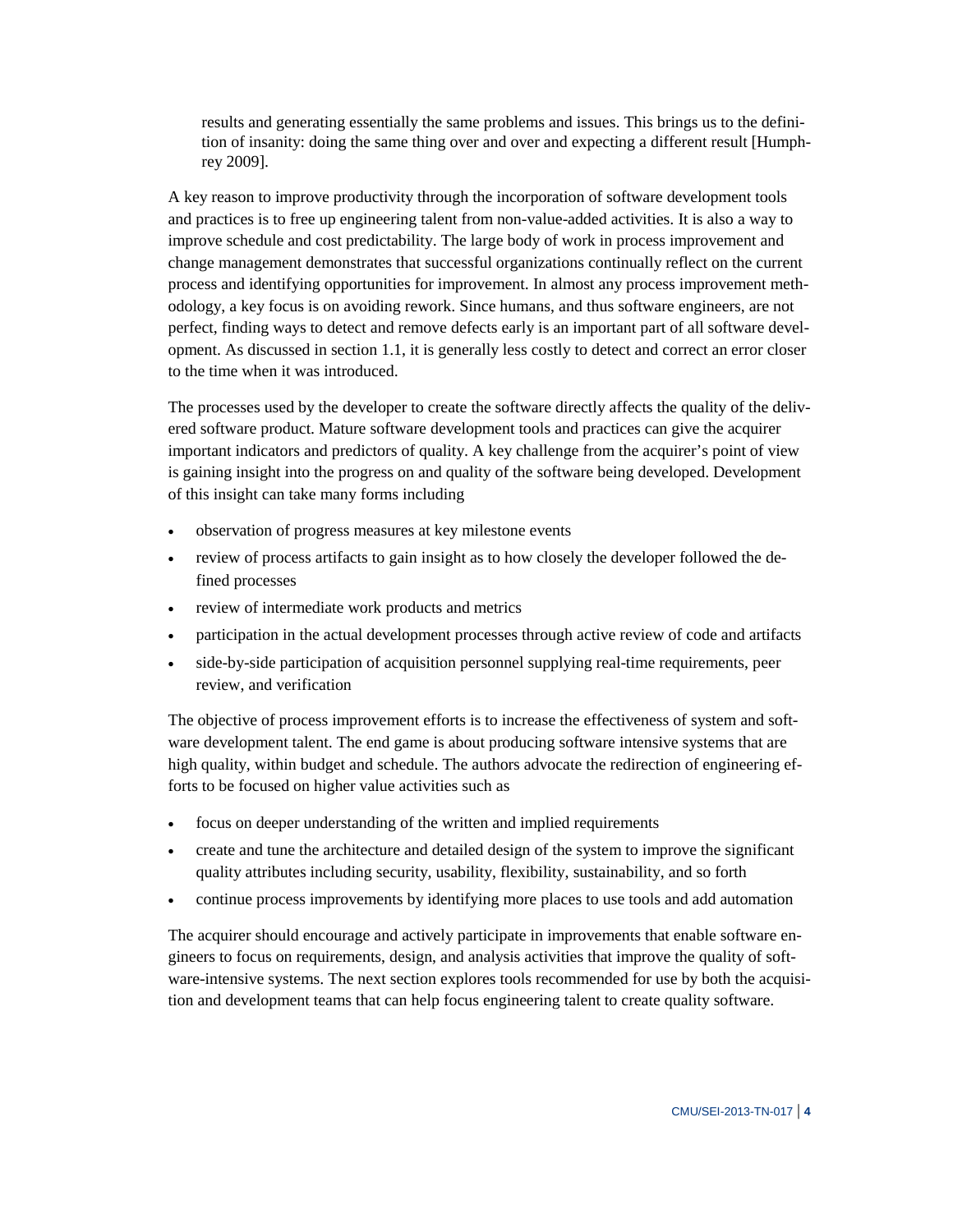> results and generating essentially the same problems and issues. This brings us to the definition of insanity: doing the same thing over and over and expecting a different result [Humphrey 2009].

A key reason to improve productivity through the incorporation of software development tools and practices is to free up engineering talent from non-value-added activities. It is also a way to improve schedule and cost predictability. The large body of work in process improvement and change management demonstrates that successful organizations continually reflect on the current process and identifying opportunities for improvement. In almost any process improvement methodology, a key focus is on avoiding rework. Since humans, and thus software engineers, are not perfect, finding ways to detect and remove defects early is an important part of all software development. As discussed in section 1.1, it is generally less costly to detect and correct an error closer to the time when it was introduced.

The processes used by the developer to create the software directly affects the quality of the delivered software product. Mature software development tools and practices can give the acquirer important indicators and predictors of quality. A key challenge from the acquirer's point of view is gaining insight into the progress on and quality of the software being developed. Development of this insight can take many forms including

- observation of progress measures at key milestone events
- review of process artifacts to gain insight as to how closely the developer followed the defined processes
- review of intermediate work products and metrics
- participation in the actual development processes through active review of code and artifacts
- side-by-side participation of acquisition personnel supplying real-time requirements, peer review, and verification

The objective of process improvement efforts is to increase the effectiveness of system and software development talent. The end game is about producing software intensive systems that are high quality, within budget and schedule. The authors advocate the redirection of engineering efforts to be focused on higher value activities such as

- focus on deeper understanding of the written and implied requirements
- create and tune the architecture and detailed design of the system to improve the significant quality attributes including security, usability, flexibility, sustainability, and so forth
- continue process improvements by identifying more places to use tools and add automation

The acquirer should encourage and actively participate in improvements that enable software engineers to focus on requirements, design, and analysis activities that improve the quality of software-intensive systems. The next section explores tools recommended for use by both the acquisition and development teams that can help focus engineering talent to create quality software.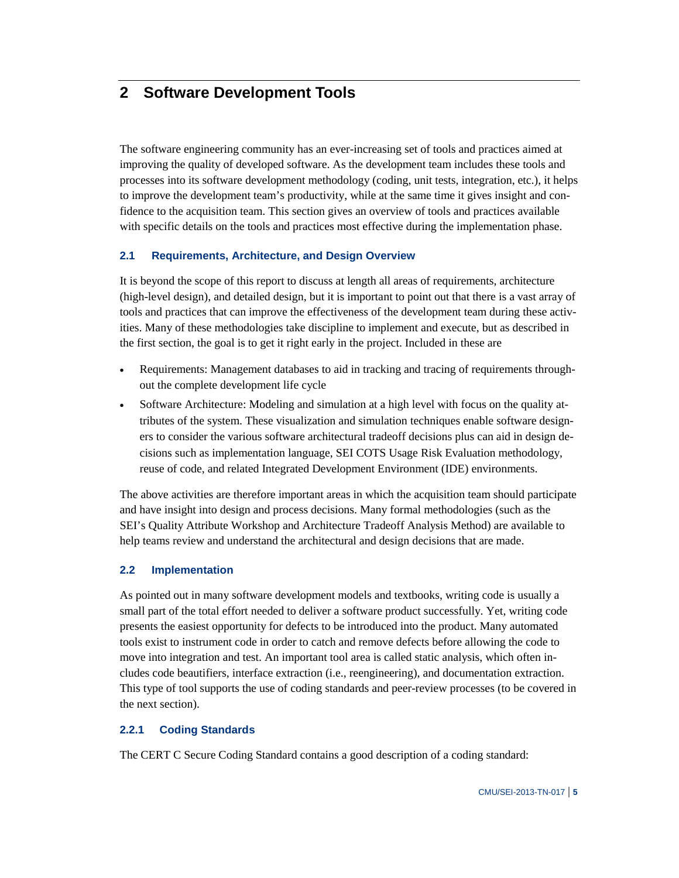# 2 Software Development Tools

The software engineering community has an ever-increasing set of tools and practices aimed at improving the quality of developed software. As the development team includes these tools and processes into its software development methodology (coding, unit tests, integration, etc.), it helps to improve the development team's productivity, while at the same time it gives insight and confidence to the acquisition team. This section gives an overview of tools and practices available with specific details on the tools and practices most effective during the implementation phase.

## 2.1 Requirements, Architecture, and Design Overview

It is beyond the scope of this report to discuss at length all areas of requirements, architecture (high-level design), and detailed design, but it is important to point out that there is a vast array of tools and practices that can improve the effectiveness of the development team during these activities. Many of these methodologies take discipline to implement and execute, but as described in the first section, the goal is to get it right early in the project. Included in these are

- Requirements: Management databases to aid in tracking and tracing of requirements throughout the complete development life cycle
- Software Architecture: Modeling and simulation at a high level with focus on the quality attributes of the system. These visualization and simulation techniques enable software designers to consider the various software architectural tradeoff decisions plus can aid in design decisions such as implementation language, SEI COTS Usage Risk Evaluation methodology, reuse of code, and related Integrated Development Environment (IDE) environments.

The above activities are therefore important areas in which the acquisition team should participate and have insight into design and process decisions. Many formal methodologies (such as the SEI's Quality Attribute Workshop and Architecture Tradeoff Analysis Method) are available to help teams review and understand the architectural and design decisions that are made.

## 2.2 Implementation

As pointed out in many software development models and textbooks, writing code is usually a small part of the total effort needed to deliver a software product successfully. Yet, writing code presents the easiest opportunity for defects to be introduced into the product. Many automated tools exist to instrument code in order to catch and remove defects before allowing the code to move into integration and test. An important tool area is called static analysis, which often includes code beautifiers, interface extraction (i.e., reengineering), and documentation extraction. This type of tool supports the use of coding standards and peer-review processes (to be covered in the next section).

### 2.2.1 Coding Standards

The CERT C Secure Coding Standard contains a good description of a coding standard: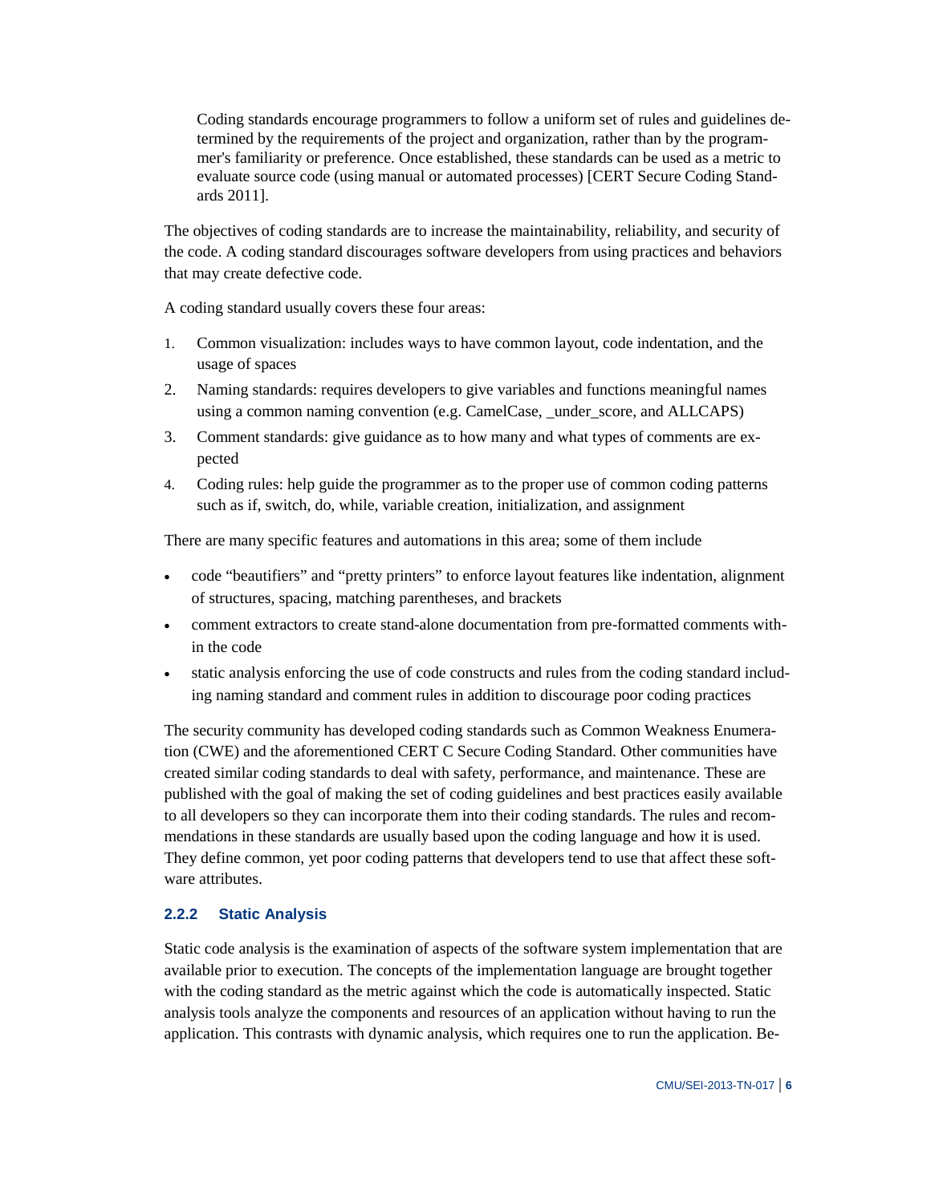> Coding standards encourage programmers to follow a uniform set of rules and guidelines determined by the requirements of the project and organization, rather than by the programmer's familiarity or preference. Once established, these standards can be used as a metric to evaluate source code (using manual or automated processes) [CERT Secure Coding Standards 2011].

The objectives of coding standards are to increase the maintainability, reliability, and security of the code. A coding standard discourages software developers from using practices and behaviors that may create defective code.

A coding standard usually covers these four areas:

1. Common visualization: includes ways to have common layout, code indentation, and the usage of spaces
2. Naming standards: requires developers to give variables and functions meaningful names using a common naming convention (e.g. CamelCase, _under_score, and ALLCAPS)
3. Comment standards: give guidance as to how many and what types of comments are expected
4. Coding rules: help guide the programmer as to the proper use of common coding patterns such as if, switch, do, while, variable creation, initialization, and assignment

There are many specific features and automations in this area; some of them include

- code "beautifiers" and "pretty printers" to enforce layout features like indentation, alignment of structures, spacing, matching parentheses, and brackets
- comment extractors to create stand-alone documentation from pre-formatted comments within the code
- static analysis enforcing the use of code constructs and rules from the coding standard including naming standard and comment rules in addition to discourage poor coding practices

The security community has developed coding standards such as Common Weakness Enumeration (CWE) and the aforementioned CERT C Secure Coding Standard. Other communities have created similar coding standards to deal with safety, performance, and maintenance. These are published with the goal of making the set of coding guidelines and best practices easily available to all developers so they can incorporate them into their coding standards. The rules and recommendations in these standards are usually based upon the coding language and how it is used. They define common, yet poor coding patterns that developers tend to use that affect these software attributes.

### 2.2.2 Static Analysis

Static code analysis is the examination of aspects of the software system implementation that are available prior to execution. The concepts of the implementation language are brought together with the coding standard as the metric against which the code is automatically inspected. Static analysis tools analyze the components and resources of an application without having to run the application. This contrasts with dynamic analysis, which requires one to run the application. Be-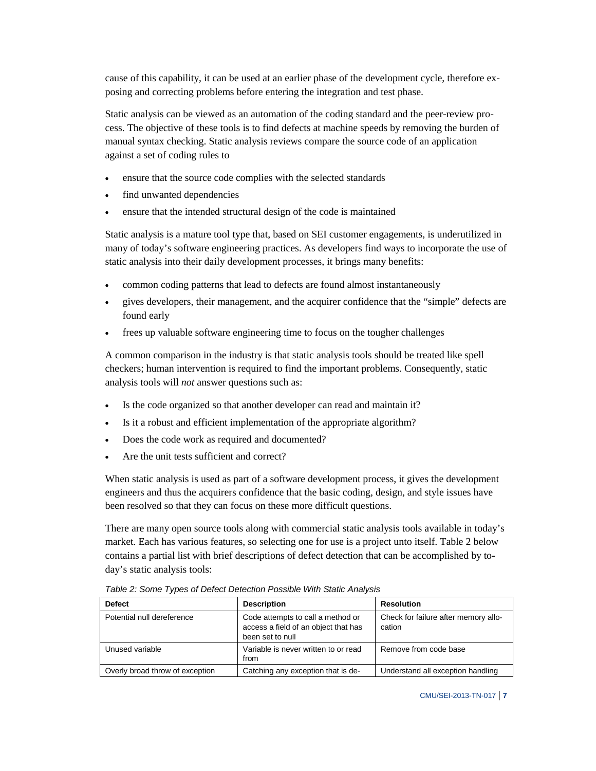cause of this capability, it can be used at an earlier phase of the development cycle, therefore exposing and correcting problems before entering the integration and test phase.

Static analysis can be viewed as an automation of the coding standard and the peer-review process. The objective of these tools is to find defects at machine speeds by removing the burden of manual syntax checking. Static analysis reviews compare the source code of an application against a set of coding rules to

- ensure that the source code complies with the selected standards
- find unwanted dependencies
- ensure that the intended structural design of the code is maintained

Static analysis is a mature tool type that, based on SEI customer engagements, is underutilized in many of today's software engineering practices. As developers find ways to incorporate the use of static analysis into their daily development processes, it brings many benefits:

- common coding patterns that lead to defects are found almost instantaneously
- gives developers, their management, and the acquirer confidence that the "simple" defects are found early
- frees up valuable software engineering time to focus on the tougher challenges

A common comparison in the industry is that static analysis tools should be treated like spell checkers; human intervention is required to find the important problems. Consequently, static analysis tools will *not* answer questions such as:

- Is the code organized so that another developer can read and maintain it?
- Is it a robust and efficient implementation of the appropriate algorithm?
- Does the code work as required and documented?
- Are the unit tests sufficient and correct?

When static analysis is used as part of a software development process, it gives the development engineers and thus the acquirers confidence that the basic coding, design, and style issues have been resolved so that they can focus on these more difficult questions.

There are many open source tools along with commercial static analysis tools available in today's market. Each has various features, so selecting one for use is a project unto itself. Table 2 below contains a partial list with brief descriptions of defect detection that can be accomplished by today's static analysis tools:

*Table 2: Some Types of Defect Detection Possible With Static Analysis*

| Defect | Description | Resolution |
|---|---|---|
| Potential null dereference | Code attempts to call a method or access a field of an object that has been set to null | Check for failure after memory allocation |
| Unused variable | Variable is never written to or read from | Remove from code base |
| Overly broad throw of exception | Catching any exception that is de- | Understand all exception handling |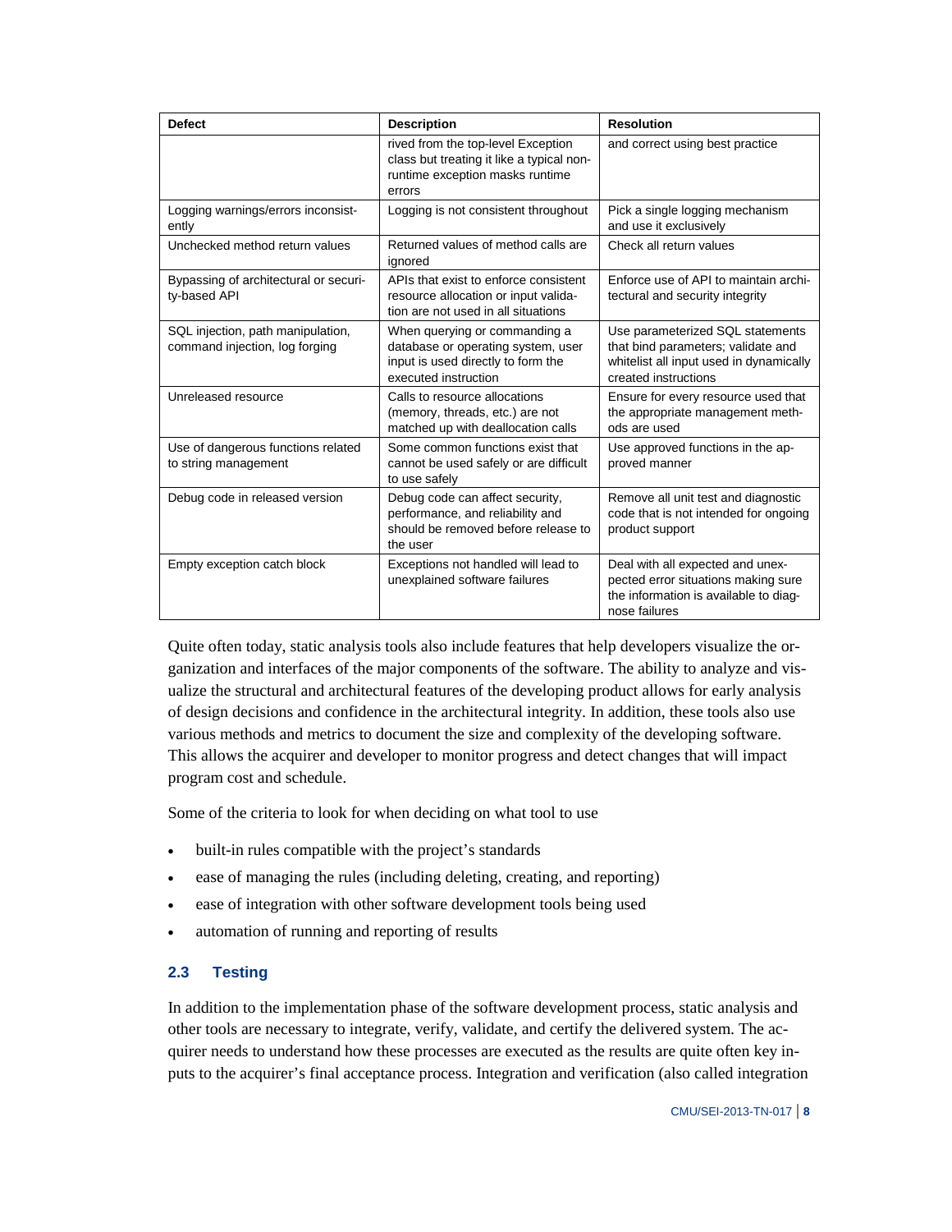| Defect | Description | Resolution |
|---|---|---|
| | rived from the top-level Exception class but treating it like a typical non-runtime exception masks runtime errors | and correct using best practice |
| Logging warnings/errors inconsistently | Logging is not consistent throughout | Pick a single logging mechanism and use it exclusively |
| Unchecked method return values | Returned values of method calls are ignored | Check all return values |
| Bypassing of architectural or security-based API | APIs that exist to enforce consistent resource allocation or input validation are not used in all situations | Enforce use of API to maintain architectural and security integrity |
| SQL injection, path manipulation, command injection, log forging | When querying or commanding a database or operating system, user input is used directly to form the executed instruction | Use parameterized SQL statements that bind parameters; validate and whitelist all input used in dynamically created instructions |
| Unreleased resource | Calls to resource allocations (memory, threads, etc.) are not matched up with deallocation calls | Ensure for every resource used that the appropriate management methods are used |
| Use of dangerous functions related to string management | Some common functions exist that cannot be used safely or are difficult to use safely | Use approved functions in the approved manner |
| Debug code in released version | Debug code can affect security, performance, and reliability and should be removed before release to the user | Remove all unit test and diagnostic code that is not intended for ongoing product support |
| Empty exception catch block | Exceptions not handled will lead to unexplained software failures | Deal with all expected and unexpected error situations making sure the information is available to diagnose failures |

Quite often today, static analysis tools also include features that help developers visualize the organization and interfaces of the major components of the software. The ability to analyze and visualize the structural and architectural features of the developing product allows for early analysis of design decisions and confidence in the architectural integrity. In addition, these tools also use various methods and metrics to document the size and complexity of the developing software. This allows the acquirer and developer to monitor progress and detect changes that will impact program cost and schedule.

Some of the criteria to look for when deciding on what tool to use

- built-in rules compatible with the project's standards
- ease of managing the rules (including deleting, creating, and reporting)
- ease of integration with other software development tools being used
- automation of running and reporting of results

## 2.3 Testing

In addition to the implementation phase of the software development process, static analysis and other tools are necessary to integrate, verify, validate, and certify the delivered system. The acquirer needs to understand how these processes are executed as the results are quite often key inputs to the acquirer's final acceptance process. Integration and verification (also called integration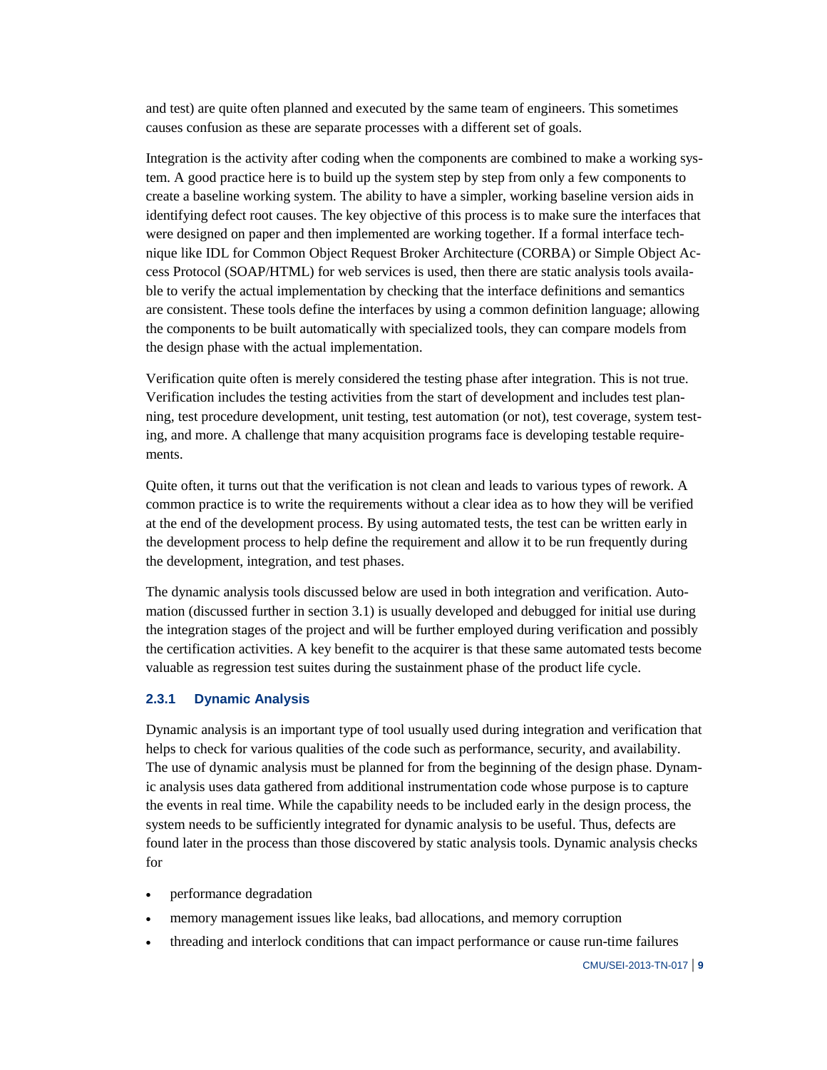and test) are quite often planned and executed by the same team of engineers. This sometimes causes confusion as these are separate processes with a different set of goals.

Integration is the activity after coding when the components are combined to make a working system. A good practice here is to build up the system step by step from only a few components to create a baseline working system. The ability to have a simpler, working baseline version aids in identifying defect root causes. The key objective of this process is to make sure the interfaces that were designed on paper and then implemented are working together. If a formal interface technique like IDL for Common Object Request Broker Architecture (CORBA) or Simple Object Access Protocol (SOAP/HTML) for web services is used, then there are static analysis tools available to verify the actual implementation by checking that the interface definitions and semantics are consistent. These tools define the interfaces by using a common definition language; allowing the components to be built automatically with specialized tools, they can compare models from the design phase with the actual implementation.

Verification quite often is merely considered the testing phase after integration. This is not true. Verification includes the testing activities from the start of development and includes test planning, test procedure development, unit testing, test automation (or not), test coverage, system testing, and more. A challenge that many acquisition programs face is developing testable requirements.

Quite often, it turns out that the verification is not clean and leads to various types of rework. A common practice is to write the requirements without a clear idea as to how they will be verified at the end of the development process. By using automated tests, the test can be written early in the development process to help define the requirement and allow it to be run frequently during the development, integration, and test phases.

The dynamic analysis tools discussed below are used in both integration and verification. Automation (discussed further in section 3.1) is usually developed and debugged for initial use during the integration stages of the project and will be further employed during verification and possibly the certification activities. A key benefit to the acquirer is that these same automated tests become valuable as regression test suites during the sustainment phase of the product life cycle.

### 2.3.1 Dynamic Analysis

Dynamic analysis is an important type of tool usually used during integration and verification that helps to check for various qualities of the code such as performance, security, and availability. The use of dynamic analysis must be planned for from the beginning of the design phase. Dynamic analysis uses data gathered from additional instrumentation code whose purpose is to capture the events in real time. While the capability needs to be included early in the design process, the system needs to be sufficiently integrated for dynamic analysis to be useful. Thus, defects are found later in the process than those discovered by static analysis tools. Dynamic analysis checks for

- performance degradation
- memory management issues like leaks, bad allocations, and memory corruption
- threading and interlock conditions that can impact performance or cause run-time failures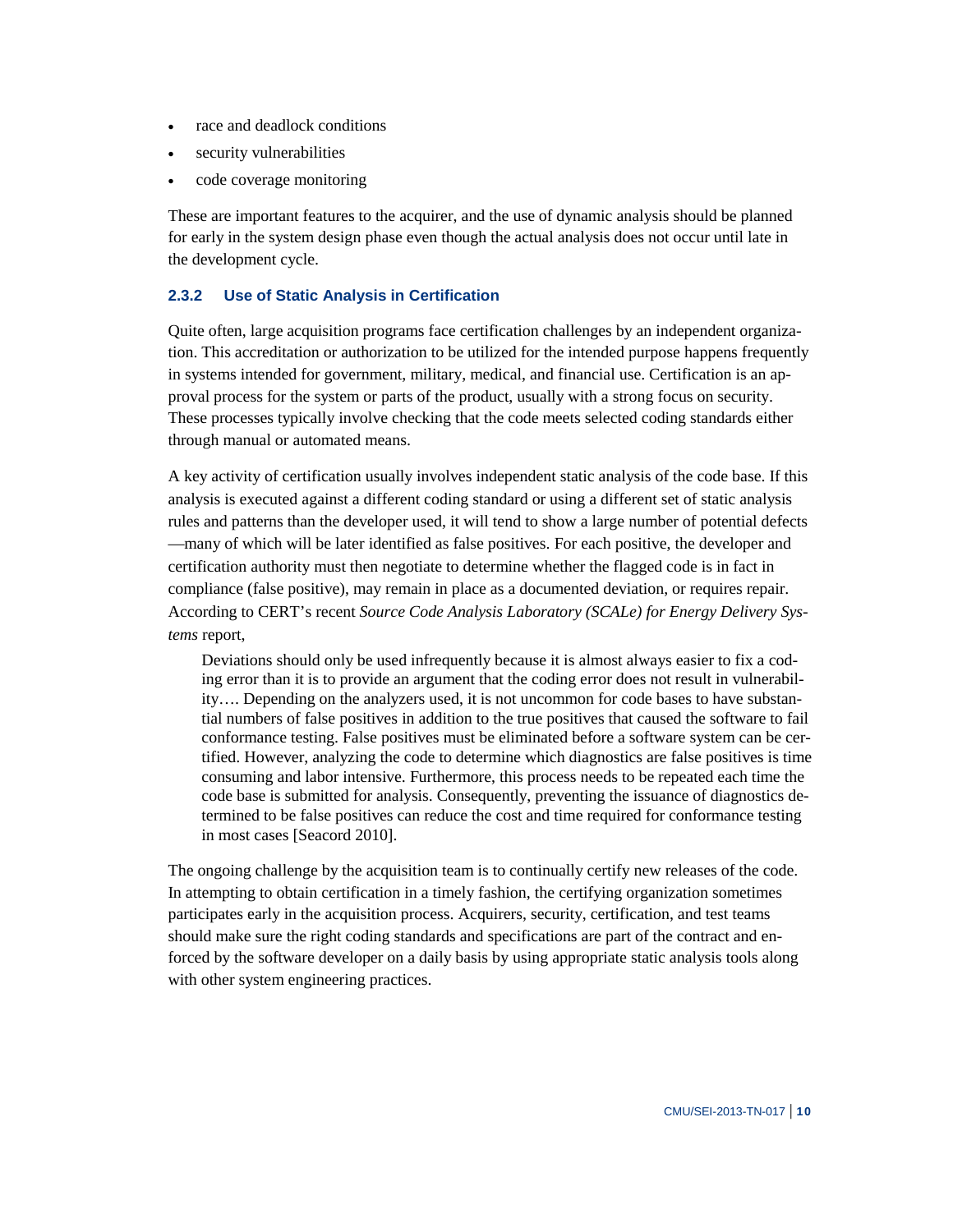- race and deadlock conditions
- security vulnerabilities
- code coverage monitoring

These are important features to the acquirer, and the use of dynamic analysis should be planned for early in the system design phase even though the actual analysis does not occur until late in the development cycle.

### 2.3.2 Use of Static Analysis in Certification

Quite often, large acquisition programs face certification challenges by an independent organization. This accreditation or authorization to be utilized for the intended purpose happens frequently in systems intended for government, military, medical, and financial use. Certification is an approval process for the system or parts of the product, usually with a strong focus on security. These processes typically involve checking that the code meets selected coding standards either through manual or automated means.

A key activity of certification usually involves independent static analysis of the code base. If this analysis is executed against a different coding standard or using a different set of static analysis rules and patterns than the developer used, it will tend to show a large number of potential defects —many of which will be later identified as false positives. For each positive, the developer and certification authority must then negotiate to determine whether the flagged code is in fact in compliance (false positive), may remain in place as a documented deviation, or requires repair. According to CERT's recent *Source Code Analysis Laboratory (SCALe) for Energy Delivery Systems* report,

> Deviations should only be used infrequently because it is almost always easier to fix a coding error than it is to provide an argument that the coding error does not result in vulnerability…. Depending on the analyzers used, it is not uncommon for code bases to have substantial numbers of false positives in addition to the true positives that caused the software to fail conformance testing. False positives must be eliminated before a software system can be certified. However, analyzing the code to determine which diagnostics are false positives is time consuming and labor intensive. Furthermore, this process needs to be repeated each time the code base is submitted for analysis. Consequently, preventing the issuance of diagnostics determined to be false positives can reduce the cost and time required for conformance testing in most cases [Seacord 2010].

The ongoing challenge by the acquisition team is to continually certify new releases of the code. In attempting to obtain certification in a timely fashion, the certifying organization sometimes participates early in the acquisition process. Acquirers, security, certification, and test teams should make sure the right coding standards and specifications are part of the contract and enforced by the software developer on a daily basis by using appropriate static analysis tools along with other system engineering practices.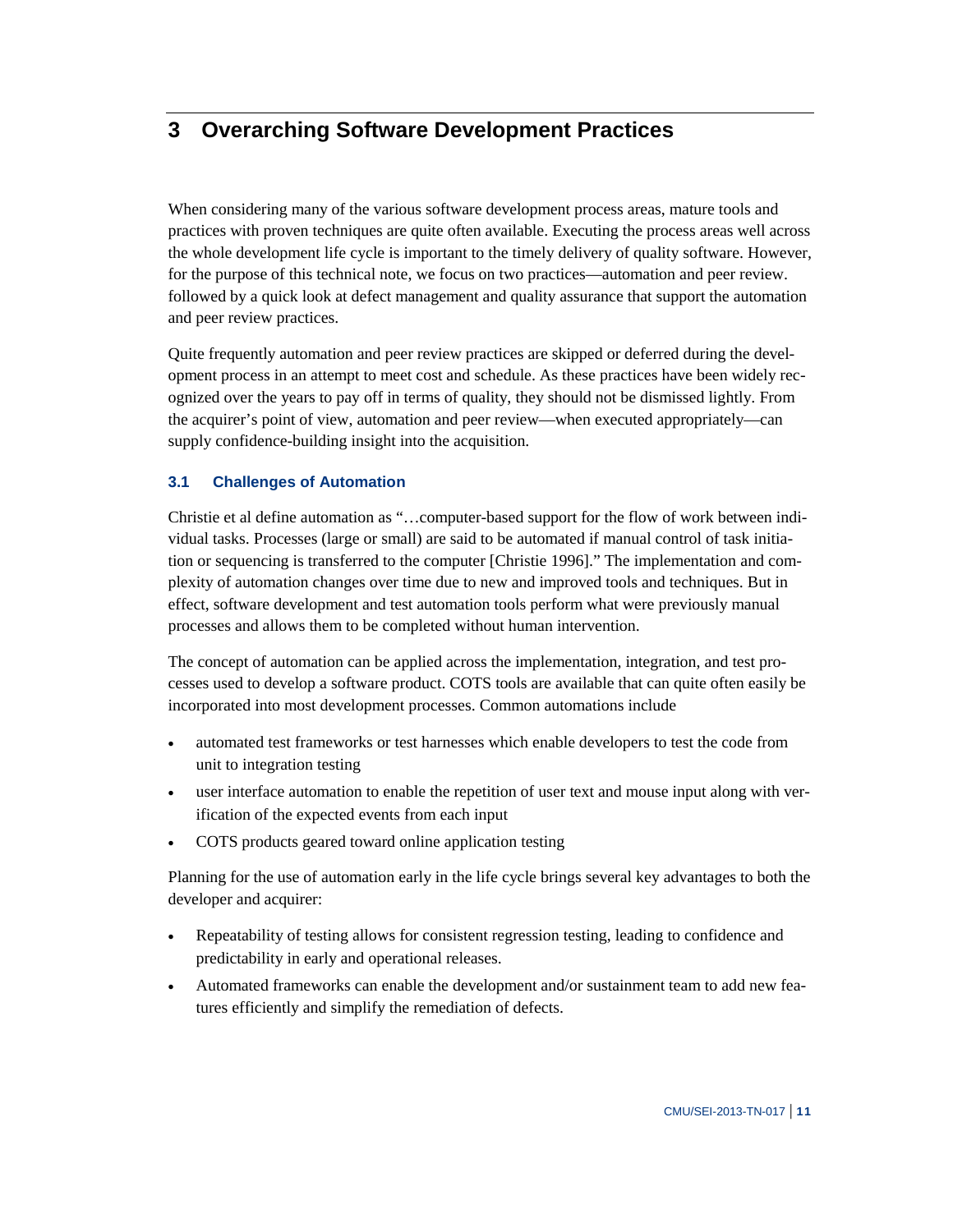# 3 Overarching Software Development Practices

When considering many of the various software development process areas, mature tools and practices with proven techniques are quite often available. Executing the process areas well across the whole development life cycle is important to the timely delivery of quality software. However, for the purpose of this technical note, we focus on two practices—automation and peer review. followed by a quick look at defect management and quality assurance that support the automation and peer review practices.

Quite frequently automation and peer review practices are skipped or deferred during the development process in an attempt to meet cost and schedule. As these practices have been widely recognized over the years to pay off in terms of quality, they should not be dismissed lightly. From the acquirer's point of view, automation and peer review—when executed appropriately—can supply confidence-building insight into the acquisition.

## 3.1 Challenges of Automation

Christie et al define automation as "…computer-based support for the flow of work between individual tasks. Processes (large or small) are said to be automated if manual control of task initiation or sequencing is transferred to the computer [Christie 1996]." The implementation and complexity of automation changes over time due to new and improved tools and techniques. But in effect, software development and test automation tools perform what were previously manual processes and allows them to be completed without human intervention.

The concept of automation can be applied across the implementation, integration, and test processes used to develop a software product. COTS tools are available that can quite often easily be incorporated into most development processes. Common automations include

- automated test frameworks or test harnesses which enable developers to test the code from unit to integration testing
- user interface automation to enable the repetition of user text and mouse input along with verification of the expected events from each input
- COTS products geared toward online application testing

Planning for the use of automation early in the life cycle brings several key advantages to both the developer and acquirer:

- Repeatability of testing allows for consistent regression testing, leading to confidence and predictability in early and operational releases.
- Automated frameworks can enable the development and/or sustainment team to add new features efficiently and simplify the remediation of defects.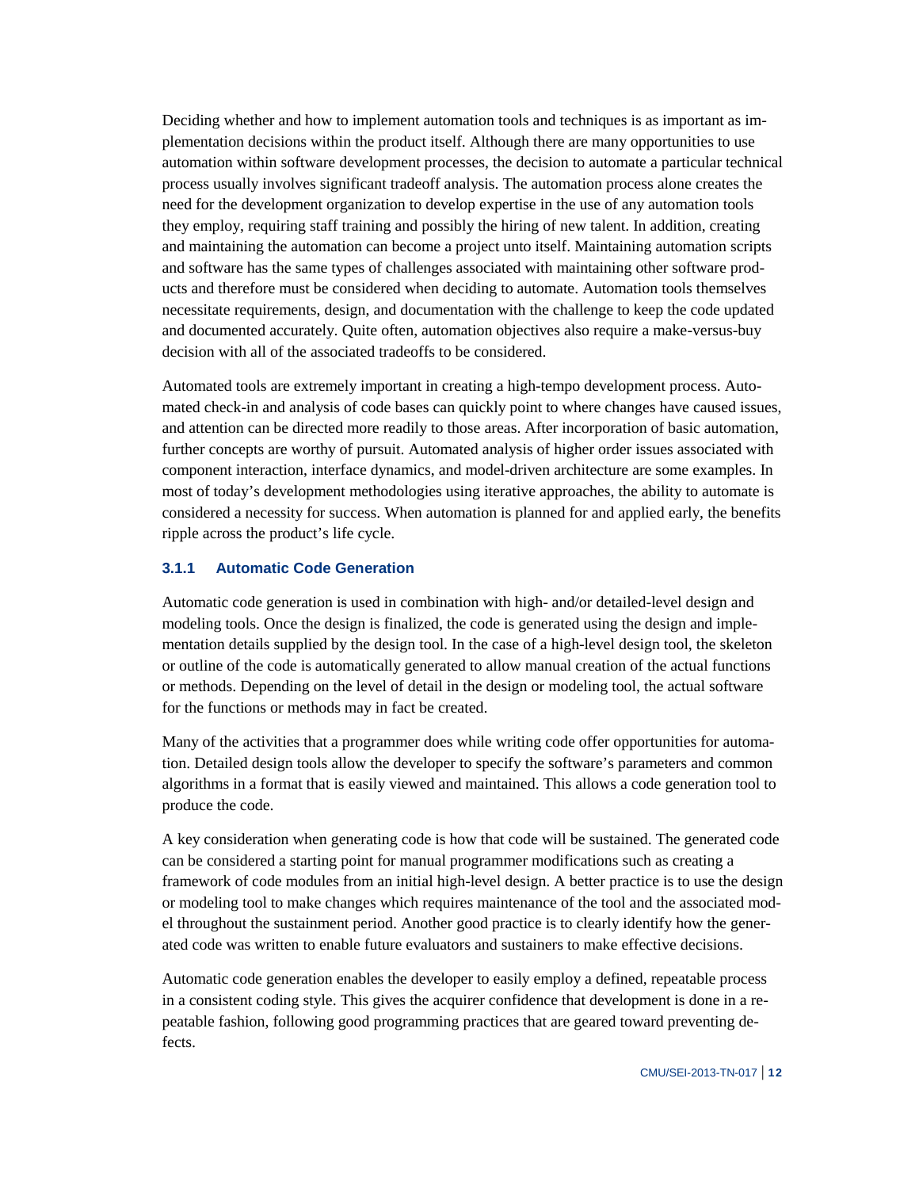Deciding whether and how to implement automation tools and techniques is as important as implementation decisions within the product itself. Although there are many opportunities to use automation within software development processes, the decision to automate a particular technical process usually involves significant tradeoff analysis. The automation process alone creates the need for the development organization to develop expertise in the use of any automation tools they employ, requiring staff training and possibly the hiring of new talent. In addition, creating and maintaining the automation can become a project unto itself. Maintaining automation scripts and software has the same types of challenges associated with maintaining other software products and therefore must be considered when deciding to automate. Automation tools themselves necessitate requirements, design, and documentation with the challenge to keep the code updated and documented accurately. Quite often, automation objectives also require a make-versus-buy decision with all of the associated tradeoffs to be considered.

Automated tools are extremely important in creating a high-tempo development process. Automated check-in and analysis of code bases can quickly point to where changes have caused issues, and attention can be directed more readily to those areas. After incorporation of basic automation, further concepts are worthy of pursuit. Automated analysis of higher order issues associated with component interaction, interface dynamics, and model-driven architecture are some examples. In most of today's development methodologies using iterative approaches, the ability to automate is considered a necessity for success. When automation is planned for and applied early, the benefits ripple across the product's life cycle.

### 3.1.1 Automatic Code Generation

Automatic code generation is used in combination with high- and/or detailed-level design and modeling tools. Once the design is finalized, the code is generated using the design and implementation details supplied by the design tool. In the case of a high-level design tool, the skeleton or outline of the code is automatically generated to allow manual creation of the actual functions or methods. Depending on the level of detail in the design or modeling tool, the actual software for the functions or methods may in fact be created.

Many of the activities that a programmer does while writing code offer opportunities for automation. Detailed design tools allow the developer to specify the software's parameters and common algorithms in a format that is easily viewed and maintained. This allows a code generation tool to produce the code.

A key consideration when generating code is how that code will be sustained. The generated code can be considered a starting point for manual programmer modifications such as creating a framework of code modules from an initial high-level design. A better practice is to use the design or modeling tool to make changes which requires maintenance of the tool and the associated model throughout the sustainment period. Another good practice is to clearly identify how the generated code was written to enable future evaluators and sustainers to make effective decisions.

Automatic code generation enables the developer to easily employ a defined, repeatable process in a consistent coding style. This gives the acquirer confidence that development is done in a repeatable fashion, following good programming practices that are geared toward preventing defects.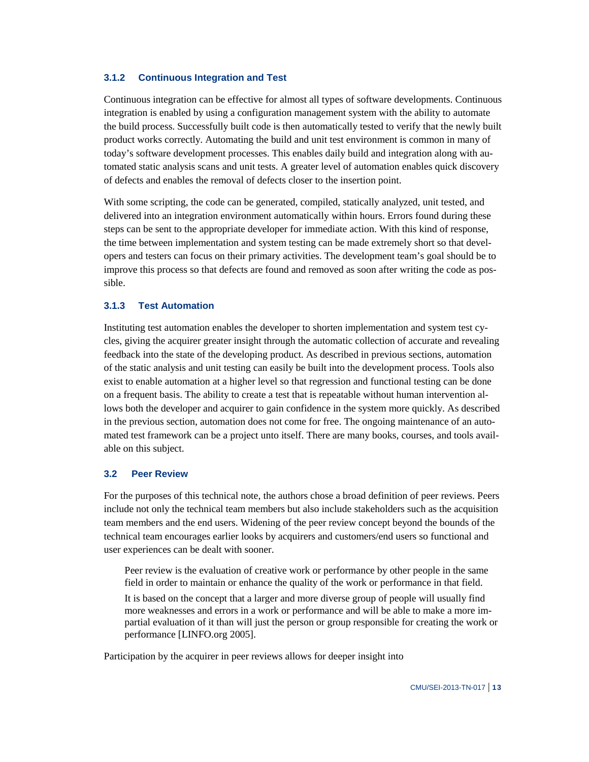### 3.1.2 Continuous Integration and Test

Continuous integration can be effective for almost all types of software developments. Continuous integration is enabled by using a configuration management system with the ability to automate the build process. Successfully built code is then automatically tested to verify that the newly built product works correctly. Automating the build and unit test environment is common in many of today's software development processes. This enables daily build and integration along with automated static analysis scans and unit tests. A greater level of automation enables quick discovery of defects and enables the removal of defects closer to the insertion point.

With some scripting, the code can be generated, compiled, statically analyzed, unit tested, and delivered into an integration environment automatically within hours. Errors found during these steps can be sent to the appropriate developer for immediate action. With this kind of response, the time between implementation and system testing can be made extremely short so that developers and testers can focus on their primary activities. The development team's goal should be to improve this process so that defects are found and removed as soon after writing the code as possible.

### 3.1.3 Test Automation

Instituting test automation enables the developer to shorten implementation and system test cycles, giving the acquirer greater insight through the automatic collection of accurate and revealing feedback into the state of the developing product. As described in previous sections, automation of the static analysis and unit testing can easily be built into the development process. Tools also exist to enable automation at a higher level so that regression and functional testing can be done on a frequent basis. The ability to create a test that is repeatable without human intervention allows both the developer and acquirer to gain confidence in the system more quickly. As described in the previous section, automation does not come for free. The ongoing maintenance of an automated test framework can be a project unto itself. There are many books, courses, and tools available on this subject.

## 3.2 Peer Review

For the purposes of this technical note, the authors chose a broad definition of peer reviews. Peers include not only the technical team members but also include stakeholders such as the acquisition team members and the end users. Widening of the peer review concept beyond the bounds of the technical team encourages earlier looks by acquirers and customers/end users so functional and user experiences can be dealt with sooner.

> Peer review is the evaluation of creative work or performance by other people in the same field in order to maintain or enhance the quality of the work or performance in that field.
>
> It is based on the concept that a larger and more diverse group of people will usually find more weaknesses and errors in a work or performance and will be able to make a more impartial evaluation of it than will just the person or group responsible for creating the work or performance [LINFO.org 2005].

Participation by the acquirer in peer reviews allows for deeper insight into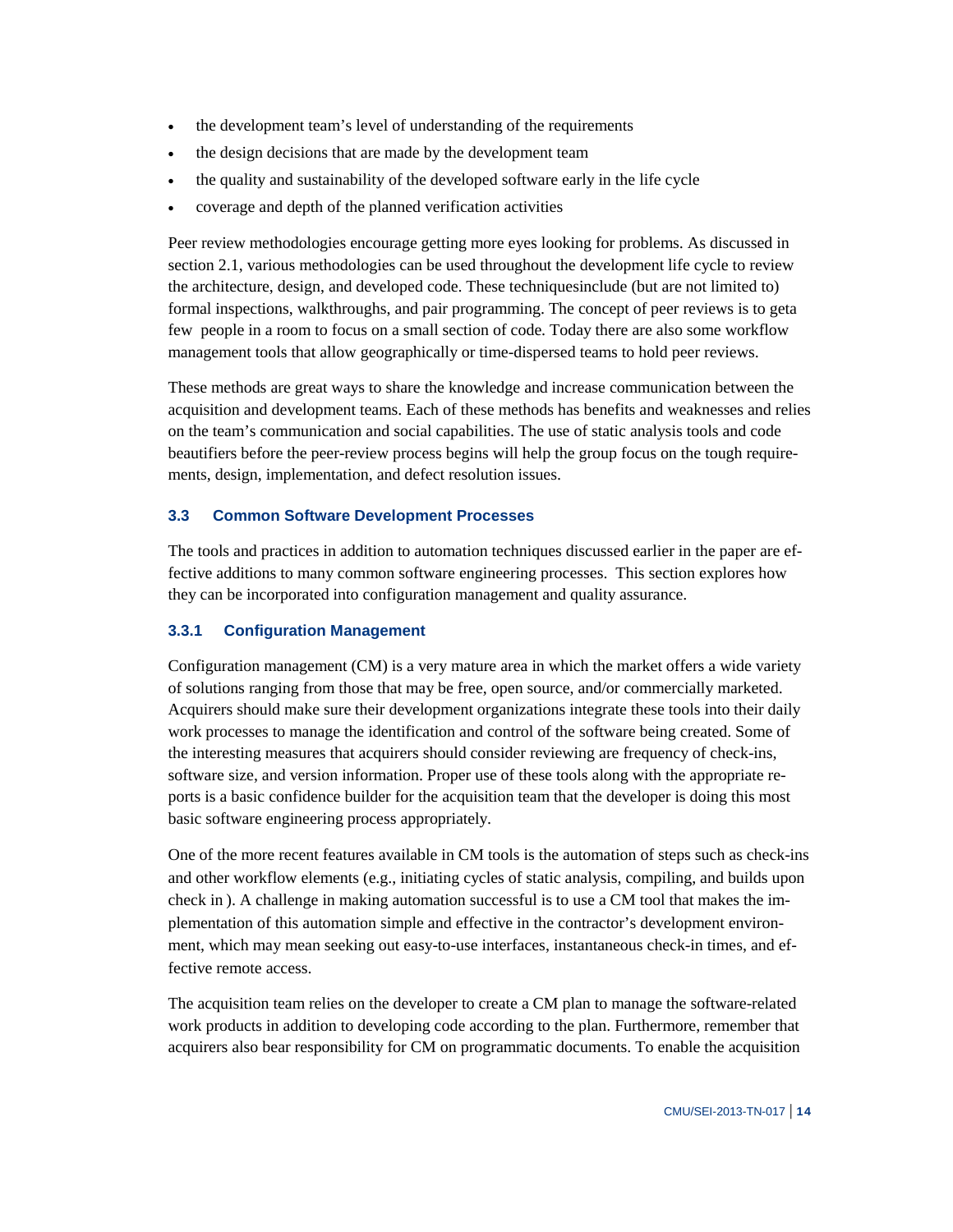- the development team's level of understanding of the requirements
- the design decisions that are made by the development team
- the quality and sustainability of the developed software early in the life cycle
- coverage and depth of the planned verification activities

Peer review methodologies encourage getting more eyes looking for problems. As discussed in section 2.1, various methodologies can be used throughout the development life cycle to review the architecture, design, and developed code. These techniquesinclude (but are not limited to) formal inspections, walkthroughs, and pair programming. The concept of peer reviews is to geta few people in a room to focus on a small section of code. Today there are also some workflow management tools that allow geographically or time-dispersed teams to hold peer reviews.

These methods are great ways to share the knowledge and increase communication between the acquisition and development teams. Each of these methods has benefits and weaknesses and relies on the team's communication and social capabilities. The use of static analysis tools and code beautifiers before the peer-review process begins will help the group focus on the tough requirements, design, implementation, and defect resolution issues.

### 3.3 Common Software Development Processes

The tools and practices in addition to automation techniques discussed earlier in the paper are effective additions to many common software engineering processes. This section explores how they can be incorporated into configuration management and quality assurance.

#### 3.3.1 Configuration Management

Configuration management (CM) is a very mature area in which the market offers a wide variety of solutions ranging from those that may be free, open source, and/or commercially marketed. Acquirers should make sure their development organizations integrate these tools into their daily work processes to manage the identification and control of the software being created. Some of the interesting measures that acquirers should consider reviewing are frequency of check-ins, software size, and version information. Proper use of these tools along with the appropriate reports is a basic confidence builder for the acquisition team that the developer is doing this most basic software engineering process appropriately.

One of the more recent features available in CM tools is the automation of steps such as check-ins and other workflow elements (e.g., initiating cycles of static analysis, compiling, and builds upon check in ). A challenge in making automation successful is to use a CM tool that makes the implementation of this automation simple and effective in the contractor's development environment, which may mean seeking out easy-to-use interfaces, instantaneous check-in times, and effective remote access.

The acquisition team relies on the developer to create a CM plan to manage the software-related work products in addition to developing code according to the plan. Furthermore, remember that acquirers also bear responsibility for CM on programmatic documents. To enable the acquisition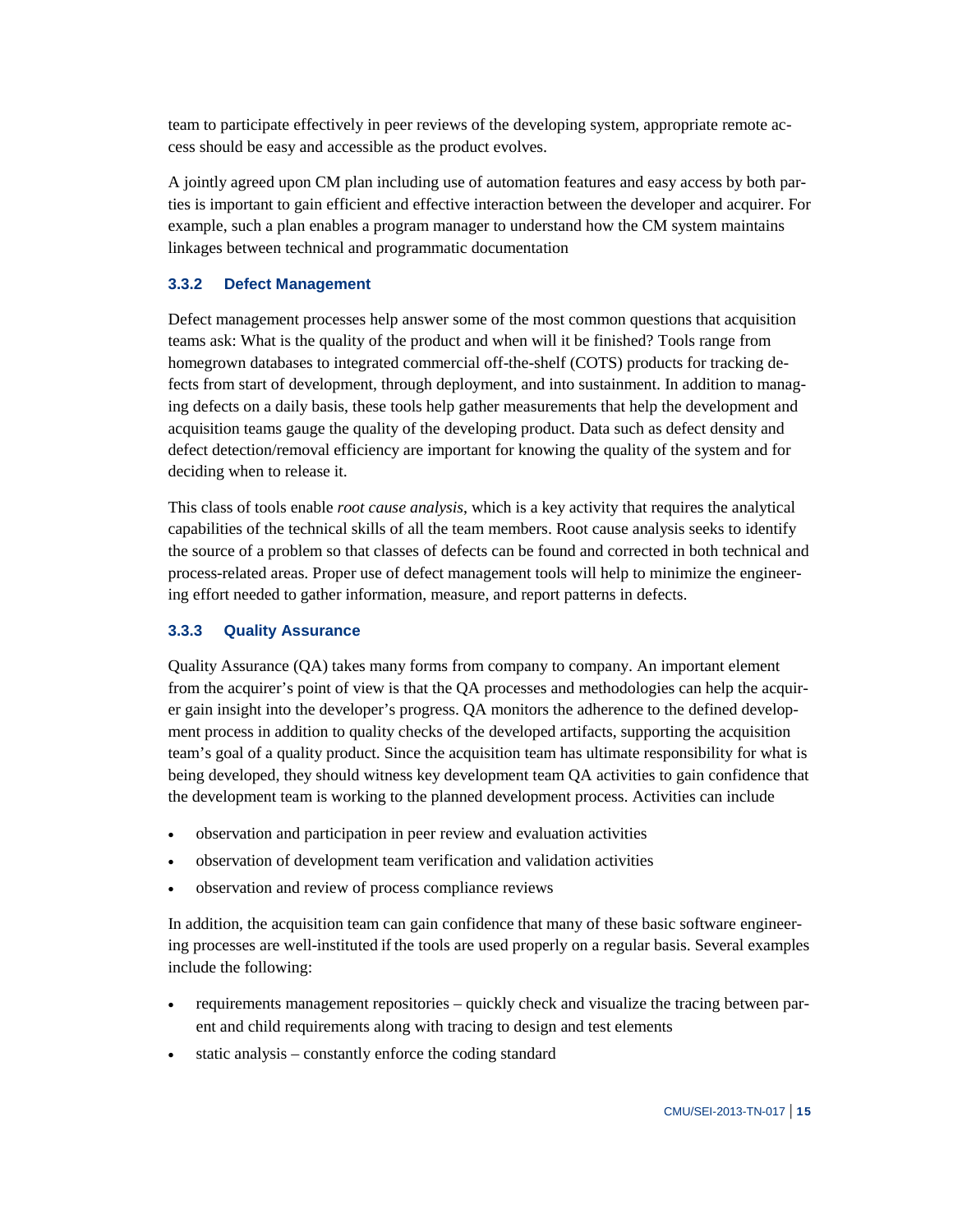team to participate effectively in peer reviews of the developing system, appropriate remote access should be easy and accessible as the product evolves.

A jointly agreed upon CM plan including use of automation features and easy access by both parties is important to gain efficient and effective interaction between the developer and acquirer. For example, such a plan enables a program manager to understand how the CM system maintains linkages between technical and programmatic documentation

### 3.3.2 Defect Management

Defect management processes help answer some of the most common questions that acquisition teams ask: What is the quality of the product and when will it be finished? Tools range from homegrown databases to integrated commercial off-the-shelf (COTS) products for tracking defects from start of development, through deployment, and into sustainment. In addition to managing defects on a daily basis, these tools help gather measurements that help the development and acquisition teams gauge the quality of the developing product. Data such as defect density and defect detection/removal efficiency are important for knowing the quality of the system and for deciding when to release it.

This class of tools enable *root cause analysis*, which is a key activity that requires the analytical capabilities of the technical skills of all the team members. Root cause analysis seeks to identify the source of a problem so that classes of defects can be found and corrected in both technical and process-related areas. Proper use of defect management tools will help to minimize the engineering effort needed to gather information, measure, and report patterns in defects.

### 3.3.3 Quality Assurance

Quality Assurance (QA) takes many forms from company to company. An important element from the acquirer's point of view is that the QA processes and methodologies can help the acquirer gain insight into the developer's progress. QA monitors the adherence to the defined development process in addition to quality checks of the developed artifacts, supporting the acquisition team's goal of a quality product. Since the acquisition team has ultimate responsibility for what is being developed, they should witness key development team QA activities to gain confidence that the development team is working to the planned development process. Activities can include

- observation and participation in peer review and evaluation activities
- observation of development team verification and validation activities
- observation and review of process compliance reviews

In addition, the acquisition team can gain confidence that many of these basic software engineering processes are well-instituted if the tools are used properly on a regular basis. Several examples include the following:

- requirements management repositories – quickly check and visualize the tracing between parent and child requirements along with tracing to design and test elements
- static analysis – constantly enforce the coding standard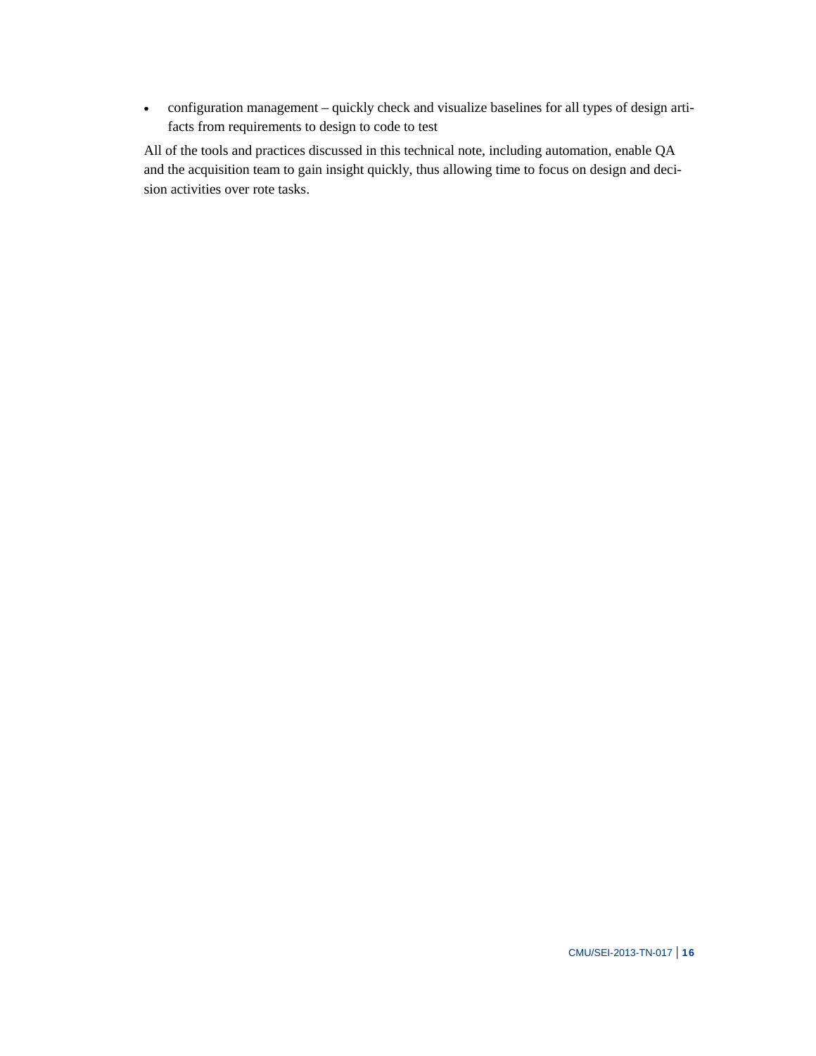- configuration management – quickly check and visualize baselines for all types of design artifacts from requirements to design to code to test

All of the tools and practices discussed in this technical note, including automation, enable QA and the acquisition team to gain insight quickly, thus allowing time to focus on design and decision activities over rote tasks.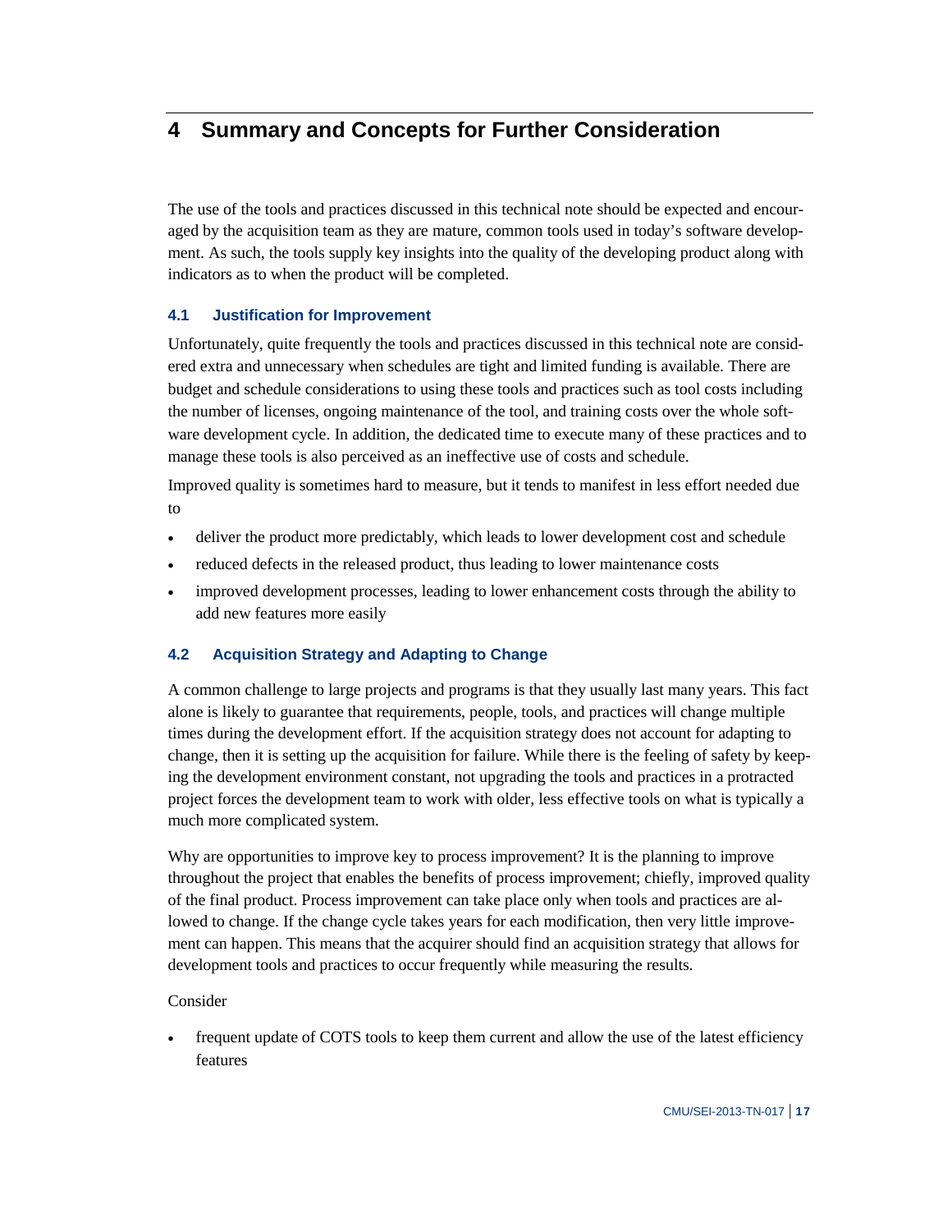# 4 Summary and Concepts for Further Consideration

The use of the tools and practices discussed in this technical note should be expected and encouraged by the acquisition team as they are mature, common tools used in today's software development. As such, the tools supply key insights into the quality of the developing product along with indicators as to when the product will be completed.

## 4.1 Justification for Improvement

Unfortunately, quite frequently the tools and practices discussed in this technical note are considered extra and unnecessary when schedules are tight and limited funding is available. There are budget and schedule considerations to using these tools and practices such as tool costs including the number of licenses, ongoing maintenance of the tool, and training costs over the whole software development cycle. In addition, the dedicated time to execute many of these practices and to manage these tools is also perceived as an ineffective use of costs and schedule.

Improved quality is sometimes hard to measure, but it tends to manifest in less effort needed due to

- deliver the product more predictably, which leads to lower development cost and schedule
- reduced defects in the released product, thus leading to lower maintenance costs
- improved development processes, leading to lower enhancement costs through the ability to add new features more easily

## 4.2 Acquisition Strategy and Adapting to Change

A common challenge to large projects and programs is that they usually last many years. This fact alone is likely to guarantee that requirements, people, tools, and practices will change multiple times during the development effort. If the acquisition strategy does not account for adapting to change, then it is setting up the acquisition for failure. While there is the feeling of safety by keeping the development environment constant, not upgrading the tools and practices in a protracted project forces the development team to work with older, less effective tools on what is typically a much more complicated system.

Why are opportunities to improve key to process improvement? It is the planning to improve throughout the project that enables the benefits of process improvement; chiefly, improved quality of the final product. Process improvement can take place only when tools and practices are allowed to change. If the change cycle takes years for each modification, then very little improvement can happen. This means that the acquirer should find an acquisition strategy that allows for development tools and practices to occur frequently while measuring the results.

Consider

- frequent update of COTS tools to keep them current and allow the use of the latest efficiency features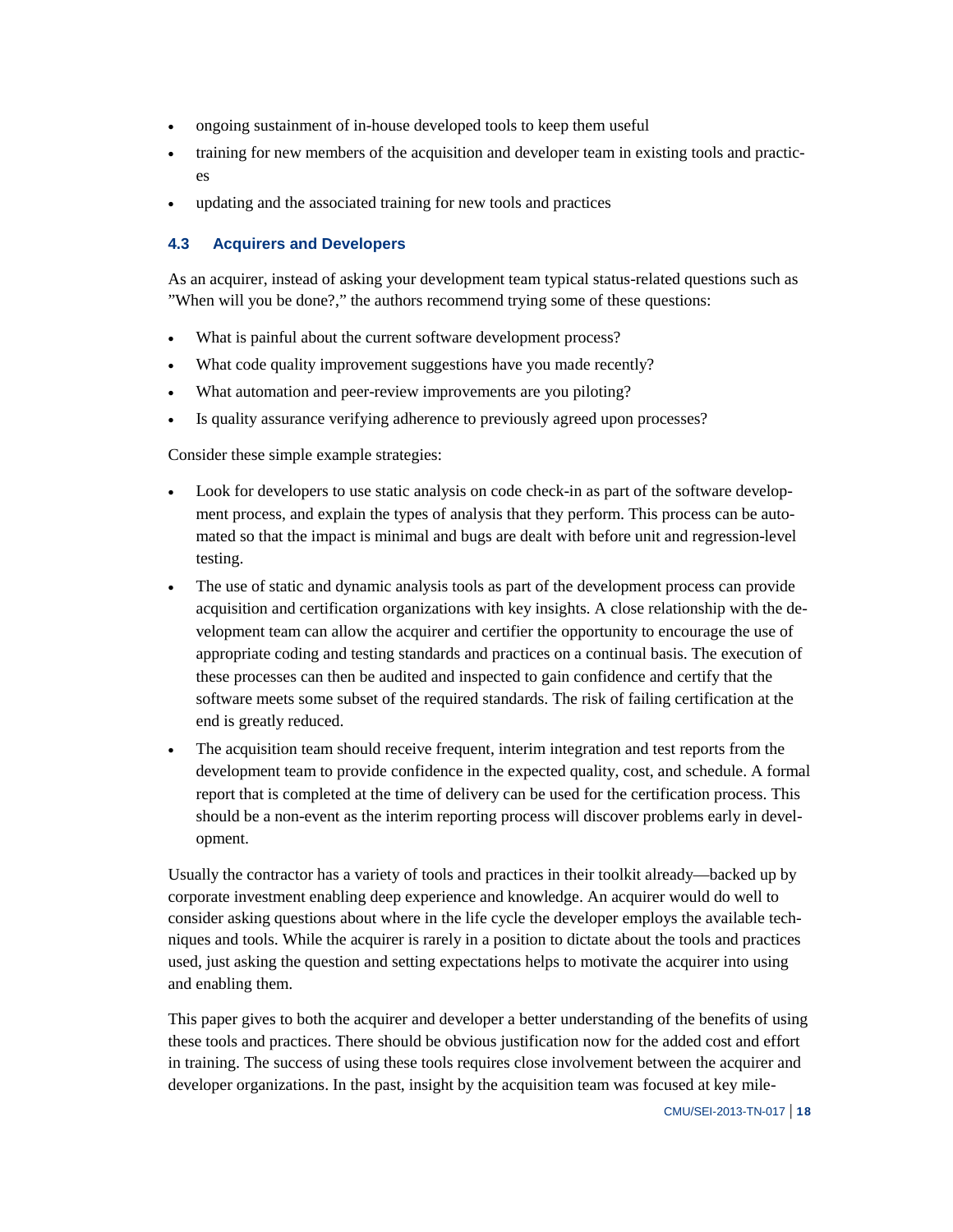- ongoing sustainment of in-house developed tools to keep them useful
- training for new members of the acquisition and developer team in existing tools and practices
- updating and the associated training for new tools and practices

### 4.3 Acquirers and Developers

As an acquirer, instead of asking your development team typical status-related questions such as ”When will you be done?,” the authors recommend trying some of these questions:

- What is painful about the current software development process?
- What code quality improvement suggestions have you made recently?
- What automation and peer-review improvements are you piloting?
- Is quality assurance verifying adherence to previously agreed upon processes?

Consider these simple example strategies:

- Look for developers to use static analysis on code check-in as part of the software development process, and explain the types of analysis that they perform. This process can be automated so that the impact is minimal and bugs are dealt with before unit and regression-level testing.
- The use of static and dynamic analysis tools as part of the development process can provide acquisition and certification organizations with key insights. A close relationship with the development team can allow the acquirer and certifier the opportunity to encourage the use of appropriate coding and testing standards and practices on a continual basis. The execution of these processes can then be audited and inspected to gain confidence and certify that the software meets some subset of the required standards. The risk of failing certification at the end is greatly reduced.
- The acquisition team should receive frequent, interim integration and test reports from the development team to provide confidence in the expected quality, cost, and schedule. A formal report that is completed at the time of delivery can be used for the certification process. This should be a non-event as the interim reporting process will discover problems early in development.

Usually the contractor has a variety of tools and practices in their toolkit already—backed up by corporate investment enabling deep experience and knowledge. An acquirer would do well to consider asking questions about where in the life cycle the developer employs the available techniques and tools. While the acquirer is rarely in a position to dictate about the tools and practices used, just asking the question and setting expectations helps to motivate the acquirer into using and enabling them.

This paper gives to both the acquirer and developer a better understanding of the benefits of using these tools and practices. There should be obvious justification now for the added cost and effort in training. The success of using these tools requires close involvement between the acquirer and developer organizations. In the past, insight by the acquisition team was focused at key mile-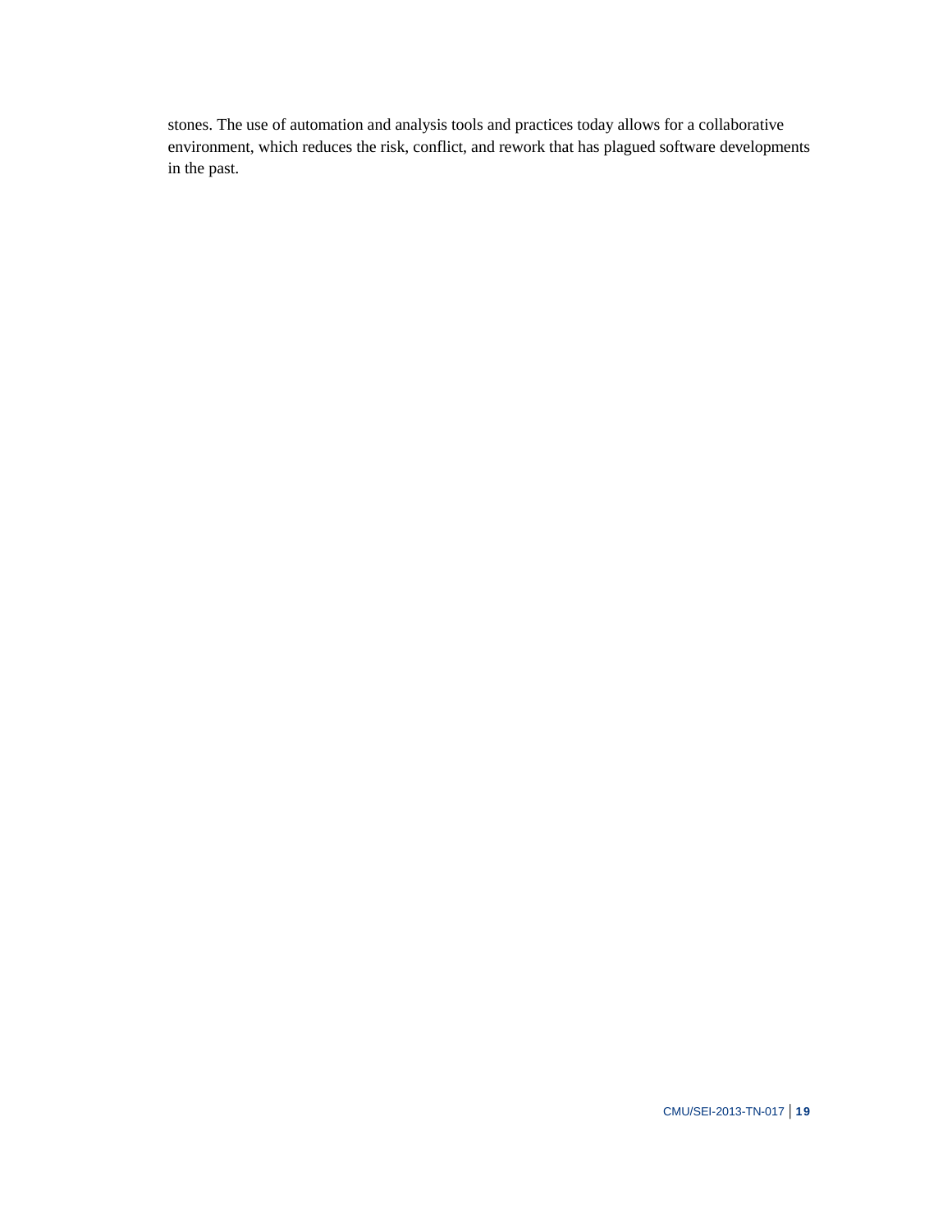stones. The use of automation and analysis tools and practices today allows for a collaborative environment, which reduces the risk, conflict, and rework that has plagued software developments in the past.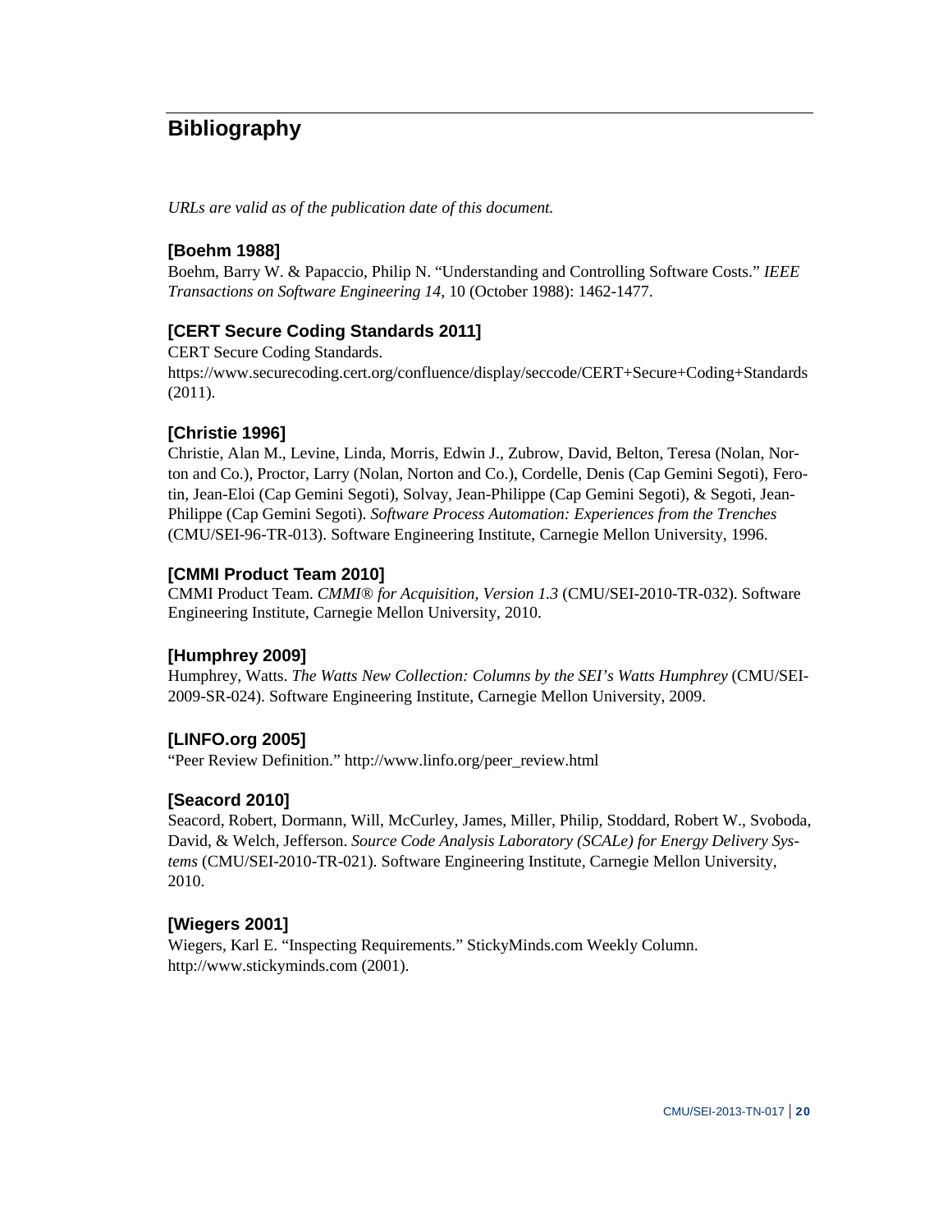# Bibliography

*URLs are valid as of the publication date of this document.*

### [Boehm 1988]

Boehm, Barry W. & Papaccio, Philip N. "Understanding and Controlling Software Costs." *IEEE Transactions on Software Engineering 14*, 10 (October 1988): 1462-1477.

### [CERT Secure Coding Standards 2011]

CERT Secure Coding Standards.
https://www.securecoding.cert.org/confluence/display/seccode/CERT+Secure+Coding+Standards (2011).

### [Christie 1996]

Christie, Alan M., Levine, Linda, Morris, Edwin J., Zubrow, David, Belton, Teresa (Nolan, Norton and Co.), Proctor, Larry (Nolan, Norton and Co.), Cordelle, Denis (Cap Gemini Segoti), Ferotin, Jean-Eloi (Cap Gemini Segoti), Solvay, Jean-Philippe (Cap Gemini Segoti), & Segoti, Jean-Philippe (Cap Gemini Segoti). *Software Process Automation: Experiences from the Trenches* (CMU/SEI-96-TR-013). Software Engineering Institute, Carnegie Mellon University, 1996.

### [CMMI Product Team 2010]

CMMI Product Team. *CMMI® for Acquisition, Version 1.3* (CMU/SEI-2010-TR-032). Software Engineering Institute, Carnegie Mellon University, 2010.

### [Humphrey 2009]

Humphrey, Watts. *The Watts New Collection: Columns by the SEI's Watts Humphrey* (CMU/SEI-2009-SR-024). Software Engineering Institute, Carnegie Mellon University, 2009.

### [LINFO.org 2005]

"Peer Review Definition." http://www.linfo.org/peer_review.html

### [Seacord 2010]

Seacord, Robert, Dormann, Will, McCurley, James, Miller, Philip, Stoddard, Robert W., Svoboda, David, & Welch, Jefferson. *Source Code Analysis Laboratory (SCALe) for Energy Delivery Systems* (CMU/SEI-2010-TR-021). Software Engineering Institute, Carnegie Mellon University, 2010.

### [Wiegers 2001]

Wiegers, Karl E. "Inspecting Requirements." StickyMinds.com Weekly Column.
http://www.stickyminds.com (2001).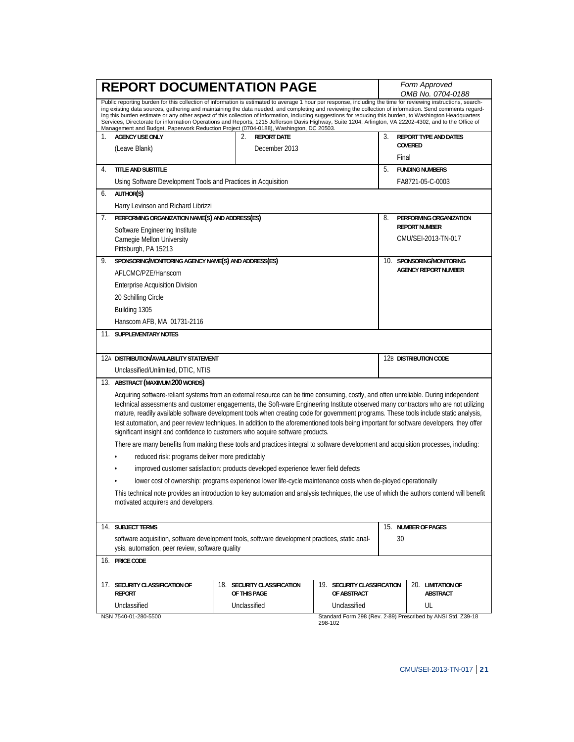# REPORT DOCUMENTATION PAGE

*Form Approved*
*OMB No. 0704-0188*

Public reporting burden for this collection of information is estimated to average 1 hour per response, including the time for reviewing instructions, searching existing data sources, gathering and maintaining the data needed, and completing and reviewing the collection of information. Send comments regarding this burden estimate or any other aspect of this collection of information, including suggestions for reducing this burden, to Washington Headquarters Services, Directorate for information Operations and Reports, 1215 Jefferson Davis Highway, Suite 1204, Arlington, VA 22202-4302, and to the Office of Management and Budget, Paperwork Reduction Project (0704-0188), Washington, DC 20503.

| | | |
|---|---|---|
| 1. **AGENCY USE ONLY** (Leave Blank) | 2. **REPORT DATE** December 2013 | 3. **REPORT TYPE AND DATES COVERED** Final |
| 4. **TITLE AND SUBTITLE** Using Software Development Tools and Practices in Acquisition | | 5. **FUNDING NUMBERS** FA8721-05-C-0003 |
| 6. **AUTHOR(S)** Harry Levinson and Richard Librizzi | | |
| 7. **PERFORMING ORGANIZATION NAME(S) AND ADDRESS(ES)** Software Engineering Institute, Carnegie Mellon University, Pittsburgh, PA 15213 | | 8. **PERFORMING ORGANIZATION REPORT NUMBER** CMU/SEI-2013-TN-017 |
| 9. **SPONSORING/MONITORING AGENCY NAME(S) AND ADDRESS(ES)** AFLCMC/PZE/Hanscom, Enterprise Acquisition Division, 20 Schilling Circle, Building 1305, Hanscom AFB, MA 01731-2116 | | 10. **SPONSORING/MONITORING AGENCY REPORT NUMBER** |
| 11. **SUPPLEMENTARY NOTES** | | |
| 12A **DISTRIBUTION/AVAILABILITY STATEMENT** Unclassified/Unlimited, DTIC, NTIS | | 12B **DISTRIBUTION CODE** |

13. **ABSTRACT (MAXIMUM 200 WORDS)**

Acquiring software-reliant systems from an external resource can be time consuming, costly, and often unreliable. During independent technical assessments and customer engagements, the Soft-ware Engineering Institute observed many contractors who are not utilizing mature, readily available software development tools when creating code for government programs. These tools include static analysis, test automation, and peer review techniques. In addition to the aforementioned tools being important for software developers, they offer significant insight and confidence to customers who acquire software products.

There are many benefits from making these tools and practices integral to software development and acquisition processes, including:

- reduced risk: programs deliver more predictably
- improved customer satisfaction: products developed experience fewer field defects
- lower cost of ownership: programs experience lower life-cycle maintenance costs when de-ployed operationally

This technical note provides an introduction to key automation and analysis techniques, the use of which the authors contend will benefit motivated acquirers and developers.

| | | | |
|---|---|---|---|
| 14. **SUBJECT TERMS** software acquisition, software development tools, software development practices, static analysis, automation, peer review, software quality | | | 15. **NUMBER OF PAGES** 30 |
| 16. **PRICE CODE** | | | |
| 17. **SECURITY CLASSIFICATION OF REPORT** Unclassified | 18. **SECURITY CLASSIFICATION OF THIS PAGE** Unclassified | 19. **SECURITY CLASSIFICATION OF ABSTRACT** Unclassified | 20. **LIMITATION OF ABSTRACT** UL |

NSN 7540-01-280-5500

Standard Form 298 (Rev. 2-89) Prescribed by ANSI Std. Z39-18 298-102